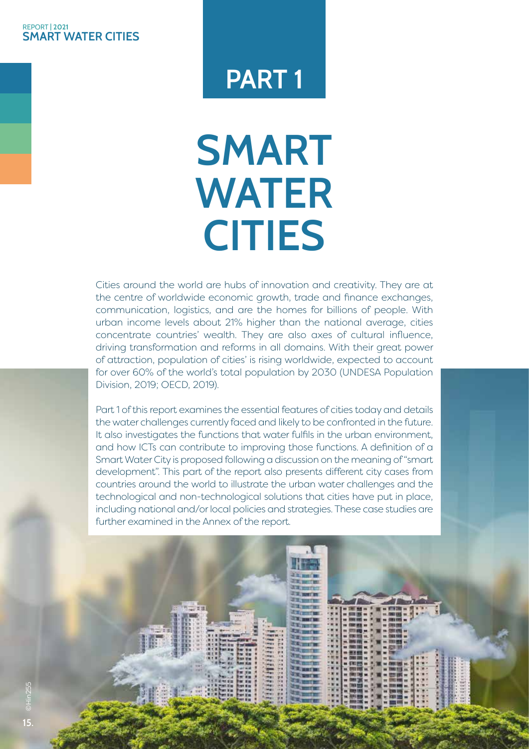# PART 1

# SMART WATER CITIES

Cities around the world are hubs of innovation and creativity. They are at the centre of worldwide economic growth, trade and finance exchanges, communication, logistics, and are the homes for billions of people. With urban income levels about 21% higher than the national average, cities concentrate countries' wealth. They are also axes of cultural influence, driving transformation and reforms in all domains. With their great power of attraction, population of cities' is rising worldwide, expected to account for over 60% of the world's total population by 2030 (UNDESA Population Division, 2019; OECD, 2019).

Part 1 of this report examines the essential features of cities today and details the water challenges currently faced and likely to be confronted in the future. It also investigates the functions that water fulfils in the urban environment, and how ICTs can contribute to improving those functions. A definition of a Smart Water City is proposed following a discussion on the meaning of "smart development". This part of the report also presents different city cases from countries around the world to illustrate the urban water challenges and the technological and non-technological solutions that cities have put in place, including national and/or local policies and strategies. These case studies are further examined in the Annex of the report.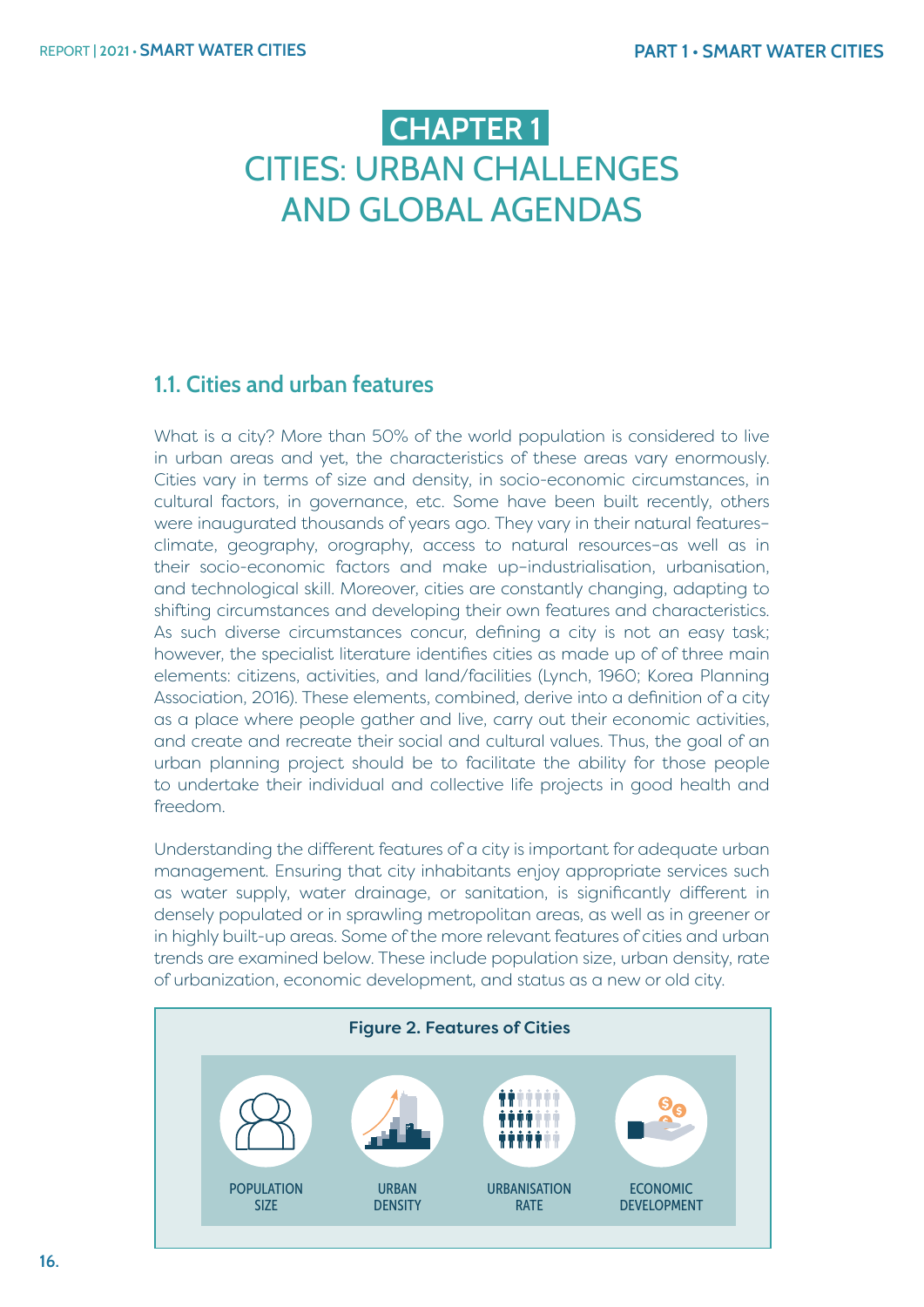# CHAPTER 1
# CITIES: URBAN CHALLENGES AND GLOBAL AGENDAS

## 1.1. Cities and urban features

What is a city? More than 50% of the world population is considered to live in urban areas and yet, the characteristics of these areas vary enormously. Cities vary in terms of size and density, in socio-economic circumstances, in cultural factors, in governance, etc. Some have been built recently, others were inaugurated thousands of years ago. They vary in their natural features–climate, geography, orography, access to natural resources–as well as in their socio-economic factors and make up–industrialisation, urbanisation, and technological skill. Moreover, cities are constantly changing, adapting to shifting circumstances and developing their own features and characteristics. As such diverse circumstances concur, defining a city is not an easy task; however, the specialist literature identifies cities as made up of of three main elements: citizens, activities, and land/facilities (Lynch, 1960; Korea Planning Association, 2016). These elements, combined, derive into a definition of a city as a place where people gather and live, carry out their economic activities, and create and recreate their social and cultural values. Thus, the goal of an urban planning project should be to facilitate the ability for those people to undertake their individual and collective life projects in good health and freedom.

Understanding the different features of a city is important for adequate urban management. Ensuring that city inhabitants enjoy appropriate services such as water supply, water drainage, or sanitation, is significantly different in densely populated or in sprawling metropolitan areas, as well as in greener or in highly built-up areas. Some of the more relevant features of cities and urban trends are examined below. These include population size, urban density, rate of urbanization, economic development, and status as a new or old city.

**Figure 2. Features of Cities**

POPULATION SIZE | URBAN DENSITY | URBANISATION RATE | ECONOMIC DEVELOPMENT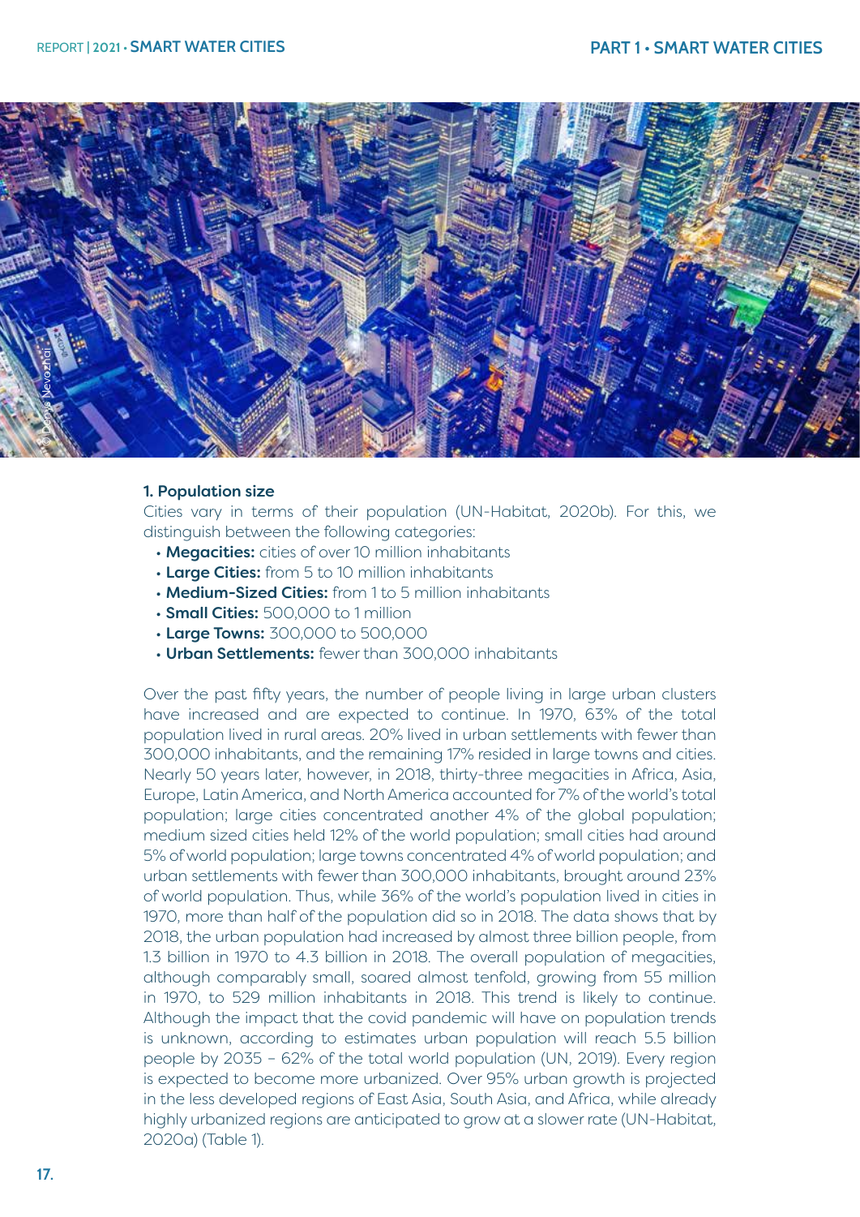**1. Population size**

Cities vary in terms of their population (UN-Habitat, 2020b). For this, we distinguish between the following categories:

- **Megacities:** cities of over 10 million inhabitants
- **Large Cities:** from 5 to 10 million inhabitants
- **Medium-Sized Cities:** from 1 to 5 million inhabitants
- **Small Cities:** 500,000 to 1 million
- **Large Towns:** 300,000 to 500,000
- **Urban Settlements:** fewer than 300,000 inhabitants

Over the past fifty years, the number of people living in large urban clusters have increased and are expected to continue. In 1970, 63% of the total population lived in rural areas. 20% lived in urban settlements with fewer than 300,000 inhabitants, and the remaining 17% resided in large towns and cities. Nearly 50 years later, however, in 2018, thirty-three megacities in Africa, Asia, Europe, Latin America, and North America accounted for 7% of the world's total population; large cities concentrated another 4% of the global population; medium sized cities held 12% of the world population; small cities had around 5% of world population; large towns concentrated 4% of world population; and urban settlements with fewer than 300,000 inhabitants, brought around 23% of world population. Thus, while 36% of the world's population lived in cities in 1970, more than half of the population did so in 2018. The data shows that by 2018, the urban population had increased by almost three billion people, from 1.3 billion in 1970 to 4.3 billion in 2018. The overall population of megacities, although comparably small, soared almost tenfold, growing from 55 million in 1970, to 529 million inhabitants in 2018. This trend is likely to continue. Although the impact that the covid pandemic will have on population trends is unknown, according to estimates urban population will reach 5.5 billion people by 2035 – 62% of the total world population (UN, 2019). Every region is expected to become more urbanized. Over 95% urban growth is projected in the less developed regions of East Asia, South Asia, and Africa, while already highly urbanized regions are anticipated to grow at a slower rate (UN-Habitat, 2020a) (Table 1).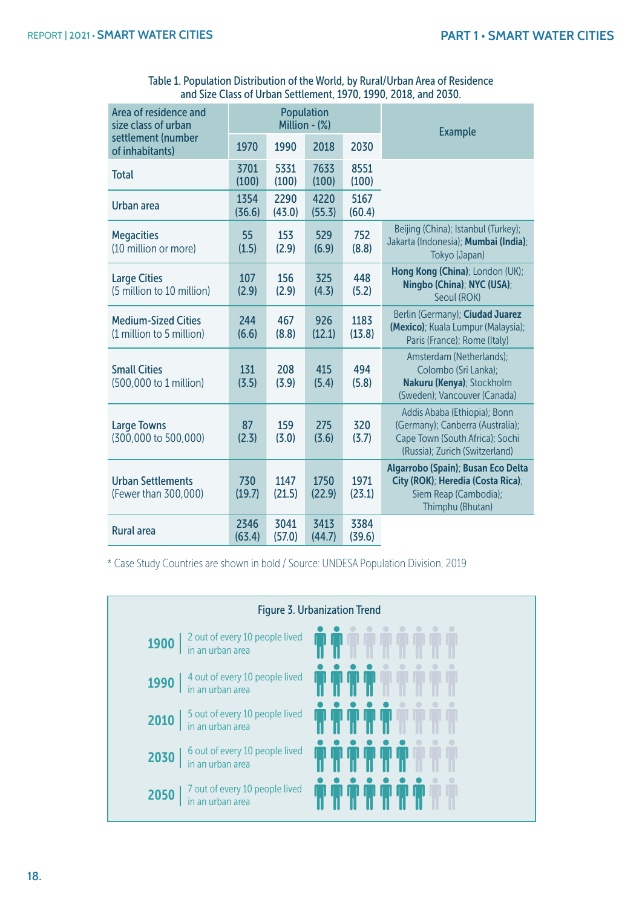Table 1. Population Distribution of the World, by Rural/Urban Area of Residence and Size Class of Urban Settlement, 1970, 1990, 2018, and 2030.

| Area of residence and size class of urban settlement (number of inhabitants) | Population Million - (%) | | | | Example |
|---|---|---|---|---|---|
| | 1970 | 1990 | 2018 | 2030 | |
| Total | 3701 (100) | 5331 (100) | 7633 (100) | 8551 (100) | |
| Urban area | 1354 (36.6) | 2290 (43.0) | 4220 (55.3) | 5167 (60.4) | |
| Megacities (10 million or more) | 55 (1.5) | 153 (2.9) | 529 (6.9) | 752 (8.8) | Beijing (China); Istanbul (Turkey); Jakarta (Indonesia); **Mumbai (India)**; Tokyo (Japan) |
| Large Cities (5 million to 10 million) | 107 (2.9) | 156 (2.9) | 325 (4.3) | 448 (5.2) | **Hong Kong (China)**; London (UK); **Ningbo (China)**; **NYC (USA)**; Seoul (ROK) |
| Medium-Sized Cities (1 million to 5 million) | 244 (6.6) | 467 (8.8) | 926 (12.1) | 1183 (13.8) | Berlin (Germany); **Ciudad Juarez (Mexico)**; Kuala Lumpur (Malaysia); Paris (France); Rome (Italy) |
| Small Cities (500,000 to 1 million) | 131 (3.5) | 208 (3.9) | 415 (5.4) | 494 (5.8) | Amsterdam (Netherlands); Colombo (Sri Lanka); **Nakuru (Kenya)**; Stockholm (Sweden); Vancouver (Canada) |
| Large Towns (300,000 to 500,000) | 87 (2.3) | 159 (3.0) | 275 (3.6) | 320 (3.7) | Addis Ababa (Ethiopia); Bonn (Germany); Canberra (Australia); Cape Town (South Africa); Sochi (Russia); Zurich (Switzerland) |
| Urban Settlements (Fewer than 300,000) | 730 (19.7) | 1147 (21.5) | 1750 (22.9) | 1971 (23.1) | **Algarrobo (Spain)**; **Busan Eco Delta City (ROK)**; **Heredia (Costa Rica)**; Siem Reap (Cambodia); Thimphu (Bhutan) |
| Rural area | 2346 (63.4) | 3041 (57.0) | 3413 (44.7) | 3384 (39.6) | |

* Case Study Countries are shown in bold / Source: UNDESA Population Division, 2019

Figure 3. Urbanization Trend

- **1900** | 2 out of every 10 people lived in an urban area
- **1990** | 4 out of every 10 people lived in an urban area
- **2010** | 5 out of every 10 people lived in an urban area
- **2030** | 6 out of every 10 people lived in an urban area
- **2050** | 7 out of every 10 people lived in an urban area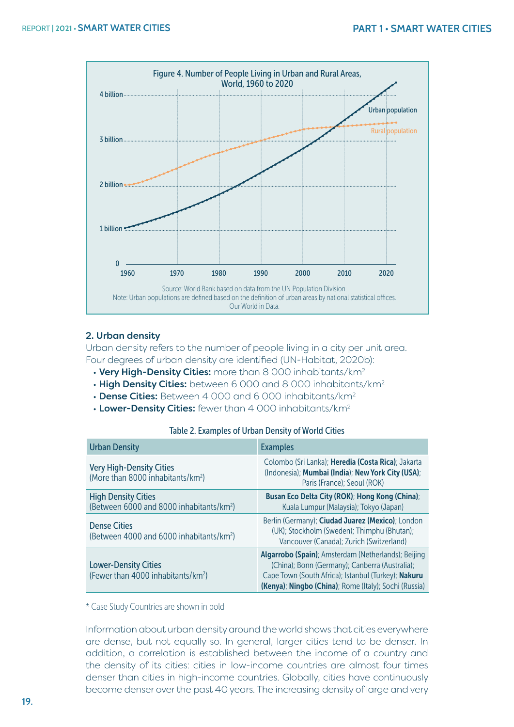Figure 4. Number of People Living in Urban and Rural Areas, World, 1960 to 2020

Source: World Bank based on data from the UN Population Division.
Note: Urban populations are defined based on the definition of urban areas by national statistical offices.
Our World in Data.

### 2. Urban density

Urban density refers to the number of people living in a city per unit area. Four degrees of urban density are identified (UN-Habitat, 2020b):

- **Very High-Density Cities:** more than 8 000 inhabitants/km$^2$
- **High Density Cities:** between 6 000 and 8 000 inhabitants/km$^2$
- **Dense Cities:** Between 4 000 and 6 000 inhabitants/km$^2$
- **Lower-Density Cities:** fewer than 4 000 inhabitants/km$^2$

Table 2. Examples of Urban Density of World Cities

| Urban Density | Examples |
|---|---|
| Very High-Density Cities (More than 8000 inhabitants/km$^2$) | Colombo (Sri Lanka); **Heredia (Costa Rica)**; Jakarta (Indonesia); **Mumbai (India)**; **New York City (USA)**; Paris (France); Seoul (ROK) |
| High Density Cities (Between 6000 and 8000 inhabitants/km$^2$) | **Busan Eco Delta City (ROK)**; **Hong Kong (China)**; Kuala Lumpur (Malaysia); Tokyo (Japan) |
| Dense Cities (Between 4000 and 6000 inhabitants/km$^2$) | Berlin (Germany); **Ciudad Juarez (Mexico)**; London (UK); Stockholm (Sweden); Thimphu (Bhutan); Vancouver (Canada); Zurich (Switzerland) |
| Lower-Density Cities (Fewer than 4000 inhabitants/km$^2$) | **Algarrobo (Spain)**; Amsterdam (Netherlands); Beijing (China); Bonn (Germany); Canberra (Australia); Cape Town (South Africa); Istanbul (Turkey); **Nakuru (Kenya)**; **Ningbo (China)**; Rome (Italy); Sochi (Russia) |

* Case Study Countries are shown in bold

Information about urban density around the world shows that cities everywhere are dense, but not equally so. In general, larger cities tend to be denser. In addition, a correlation is established between the income of a country and the density of its cities: cities in low-income countries are almost four times denser than cities in high-income countries. Globally, cities have continuously become denser over the past 40 years. The increasing density of large and very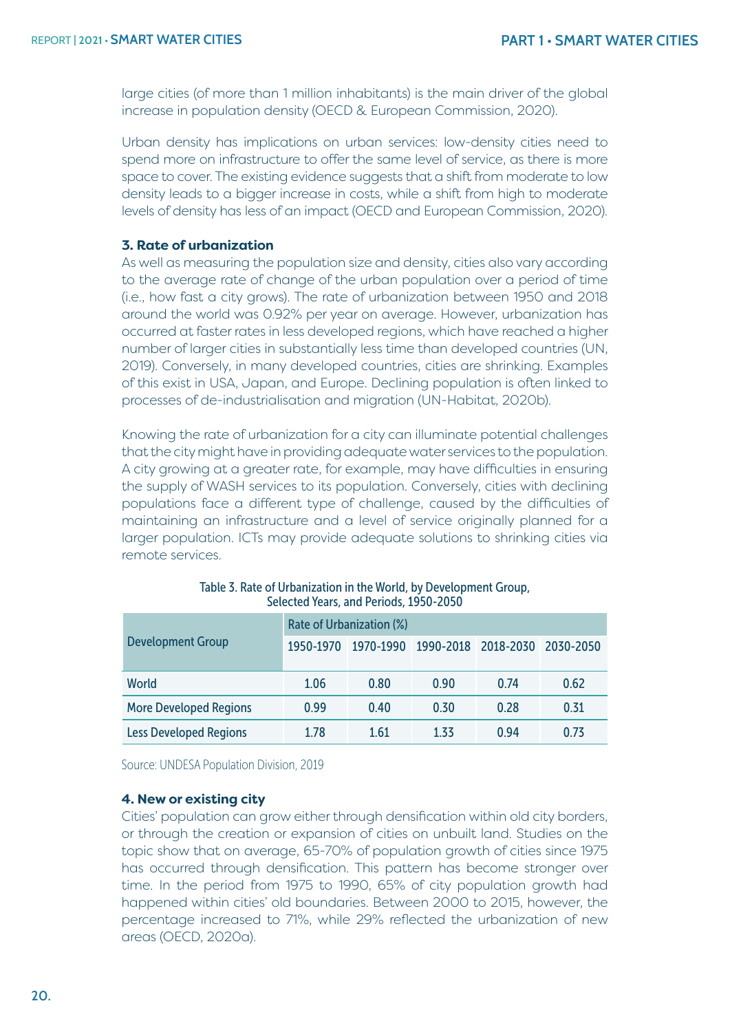large cities (of more than 1 million inhabitants) is the main driver of the global increase in population density (OECD & European Commission, 2020).

Urban density has implications on urban services: low-density cities need to spend more on infrastructure to offer the same level of service, as there is more space to cover. The existing evidence suggests that a shift from moderate to low density leads to a bigger increase in costs, while a shift from high to moderate levels of density has less of an impact (OECD and European Commission, 2020).

### 3. Rate of urbanization

As well as measuring the population size and density, cities also vary according to the average rate of change of the urban population over a period of time (i.e., how fast a city grows). The rate of urbanization between 1950 and 2018 around the world was 0.92% per year on average. However, urbanization has occurred at faster rates in less developed regions, which have reached a higher number of larger cities in substantially less time than developed countries (UN, 2019). Conversely, in many developed countries, cities are shrinking. Examples of this exist in USA, Japan, and Europe. Declining population is often linked to processes of de-industrialisation and migration (UN-Habitat, 2020b).

Knowing the rate of urbanization for a city can illuminate potential challenges that the city might have in providing adequate water services to the population. A city growing at a greater rate, for example, may have difficulties in ensuring the supply of WASH services to its population. Conversely, cities with declining populations face a different type of challenge, caused by the difficulties of maintaining an infrastructure and a level of service originally planned for a larger population. ICTs may provide adequate solutions to shrinking cities via remote services.

Table 3. Rate of Urbanization in the World, by Development Group, Selected Years, and Periods, 1950-2050

| Development Group | Rate of Urbanization (%) | | | | |
|---|---|---|---|---|---|
| | 1950-1970 | 1970-1990 | 1990-2018 | 2018-2030 | 2030-2050 |
| World | 1.06 | 0.80 | 0.90 | 0.74 | 0.62 |
| More Developed Regions | 0.99 | 0.40 | 0.30 | 0.28 | 0.31 |
| Less Developed Regions | 1.78 | 1.61 | 1.33 | 0.94 | 0.73 |

Source: UNDESA Population Division, 2019

### 4. New or existing city

Cities' population can grow either through densification within old city borders, or through the creation or expansion of cities on unbuilt land. Studies on the topic show that on average, 65-70% of population growth of cities since 1975 has occurred through densification. This pattern has become stronger over time. In the period from 1975 to 1990, 65% of city population growth had happened within cities' old boundaries. Between 2000 to 2015, however, the percentage increased to 71%, while 29% reflected the urbanization of new areas (OECD, 2020a).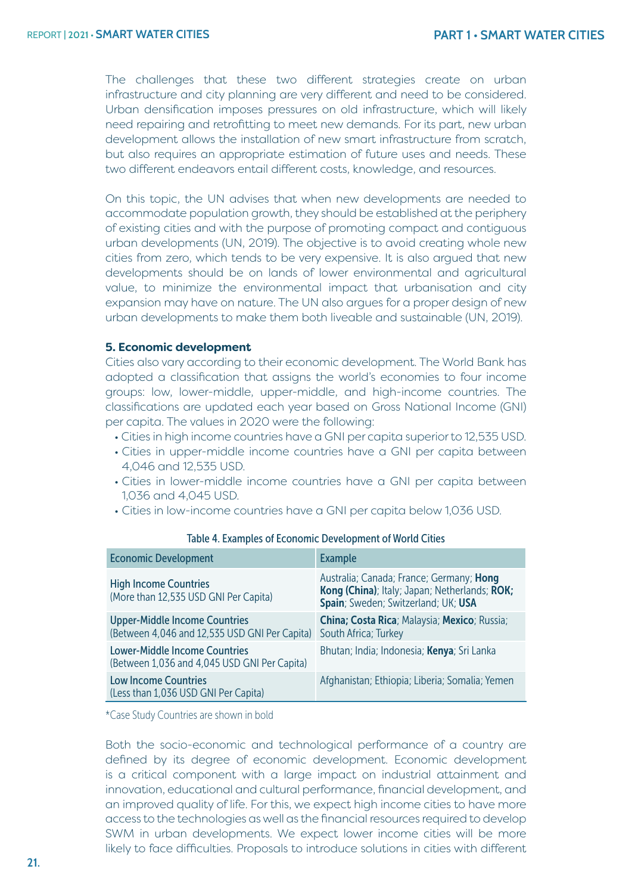The challenges that these two different strategies create on urban infrastructure and city planning are very different and need to be considered. Urban densification imposes pressures on old infrastructure, which will likely need repairing and retrofitting to meet new demands. For its part, new urban development allows the installation of new smart infrastructure from scratch, but also requires an appropriate estimation of future uses and needs. These two different endeavors entail different costs, knowledge, and resources.

On this topic, the UN advises that when new developments are needed to accommodate population growth, they should be established at the periphery of existing cities and with the purpose of promoting compact and contiguous urban developments (UN, 2019). The objective is to avoid creating whole new cities from zero, which tends to be very expensive. It is also argued that new developments should be on lands of lower environmental and agricultural value, to minimize the environmental impact that urbanisation and city expansion may have on nature. The UN also argues for a proper design of new urban developments to make them both liveable and sustainable (UN, 2019).

**5. Economic development**

Cities also vary according to their economic development. The World Bank has adopted a classification that assigns the world's economies to four income groups: low, lower-middle, upper-middle, and high-income countries. The classifications are updated each year based on Gross National Income (GNI) per capita. The values in 2020 were the following:

- Cities in high income countries have a GNI per capita superior to 12,535 USD.
- Cities in upper-middle income countries have a GNI per capita between 4,046 and 12,535 USD.
- Cities in lower-middle income countries have a GNI per capita between 1,036 and 4,045 USD.
- Cities in low-income countries have a GNI per capita below 1,036 USD.

Table 4. Examples of Economic Development of World Cities

| Economic Development | Example |
|---|---|
| High Income Countries (More than 12,535 USD GNI Per Capita) | Australia; Canada; France; Germany; **Hong Kong (China)**; Italy; Japan; Netherlands; **ROK; Spain**; Sweden; Switzerland; UK; **USA** |
| Upper-Middle Income Countries (Between 4,046 and 12,535 USD GNI Per Capita) | **China; Costa Rica**; Malaysia; **Mexico**; Russia; South Africa; Turkey |
| Lower-Middle Income Countries (Between 1,036 and 4,045 USD GNI Per Capita) | Bhutan; India; Indonesia; **Kenya**; Sri Lanka |
| Low Income Countries (Less than 1,036 USD GNI Per Capita) | Afghanistan; Ethiopia; Liberia; Somalia; Yemen |

*Case Study Countries are shown in bold

Both the socio-economic and technological performance of a country are defined by its degree of economic development. Economic development is a critical component with a large impact on industrial attainment and innovation, educational and cultural performance, financial development, and an improved quality of life. For this, we expect high income cities to have more access to the technologies as well as the financial resources required to develop SWM in urban developments. We expect lower income cities will be more likely to face difficulties. Proposals to introduce solutions in cities with different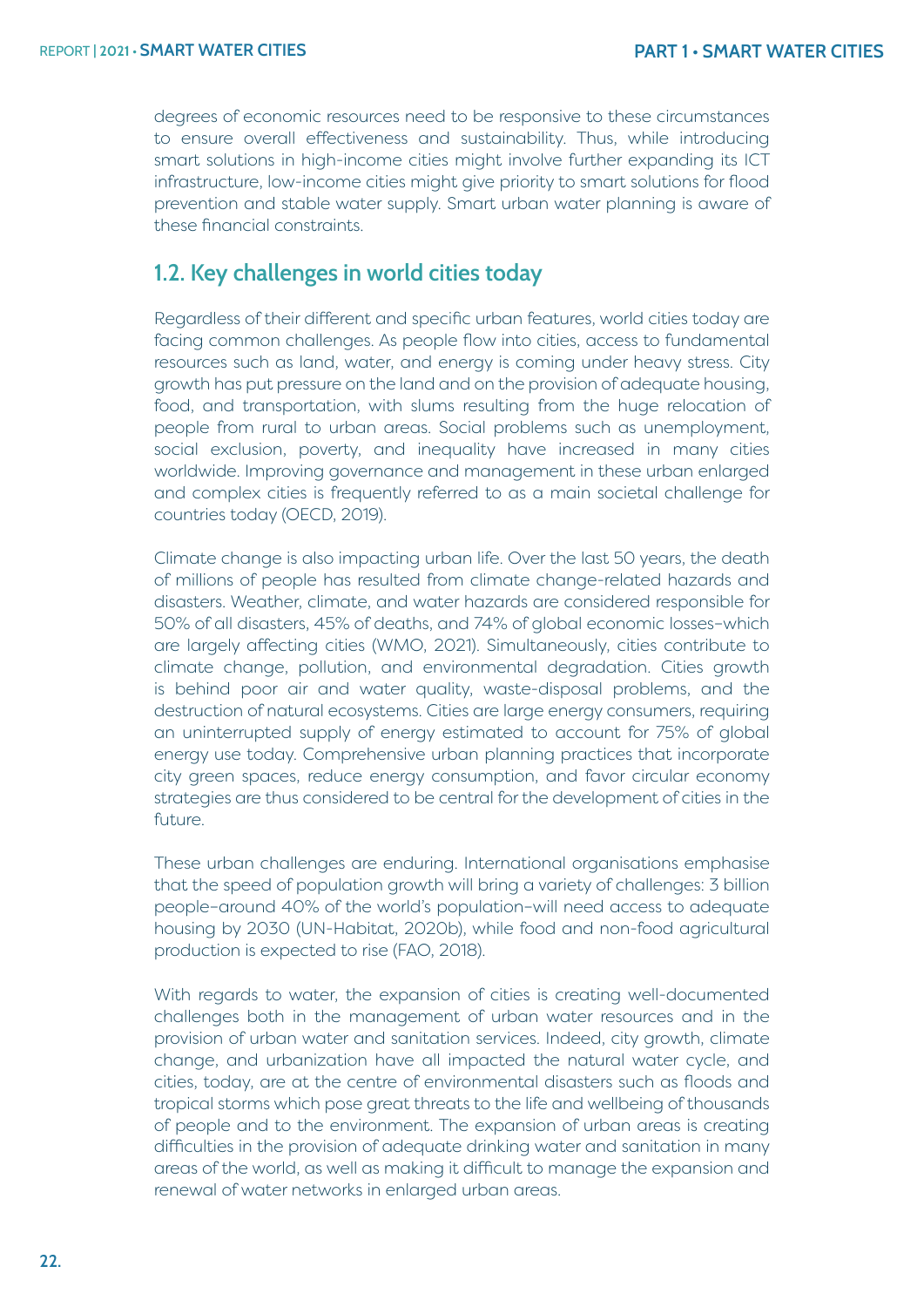degrees of economic resources need to be responsive to these circumstances to ensure overall effectiveness and sustainability. Thus, while introducing smart solutions in high-income cities might involve further expanding its ICT infrastructure, low-income cities might give priority to smart solutions for flood prevention and stable water supply. Smart urban water planning is aware of these financial constraints.

## 1.2. Key challenges in world cities today

Regardless of their different and specific urban features, world cities today are facing common challenges. As people flow into cities, access to fundamental resources such as land, water, and energy is coming under heavy stress. City growth has put pressure on the land and on the provision of adequate housing, food, and transportation, with slums resulting from the huge relocation of people from rural to urban areas. Social problems such as unemployment, social exclusion, poverty, and inequality have increased in many cities worldwide. Improving governance and management in these urban enlarged and complex cities is frequently referred to as a main societal challenge for countries today (OECD, 2019).

Climate change is also impacting urban life. Over the last 50 years, the death of millions of people has resulted from climate change-related hazards and disasters. Weather, climate, and water hazards are considered responsible for 50% of all disasters, 45% of deaths, and 74% of global economic losses–which are largely affecting cities (WMO, 2021). Simultaneously, cities contribute to climate change, pollution, and environmental degradation. Cities growth is behind poor air and water quality, waste-disposal problems, and the destruction of natural ecosystems. Cities are large energy consumers, requiring an uninterrupted supply of energy estimated to account for 75% of global energy use today. Comprehensive urban planning practices that incorporate city green spaces, reduce energy consumption, and favor circular economy strategies are thus considered to be central for the development of cities in the future.

These urban challenges are enduring. International organisations emphasise that the speed of population growth will bring a variety of challenges: 3 billion people–around 40% of the world's population–will need access to adequate housing by 2030 (UN-Habitat, 2020b), while food and non-food agricultural production is expected to rise (FAO, 2018).

With regards to water, the expansion of cities is creating well-documented challenges both in the management of urban water resources and in the provision of urban water and sanitation services. Indeed, city growth, climate change, and urbanization have all impacted the natural water cycle, and cities, today, are at the centre of environmental disasters such as floods and tropical storms which pose great threats to the life and wellbeing of thousands of people and to the environment. The expansion of urban areas is creating difficulties in the provision of adequate drinking water and sanitation in many areas of the world, as well as making it difficult to manage the expansion and renewal of water networks in enlarged urban areas.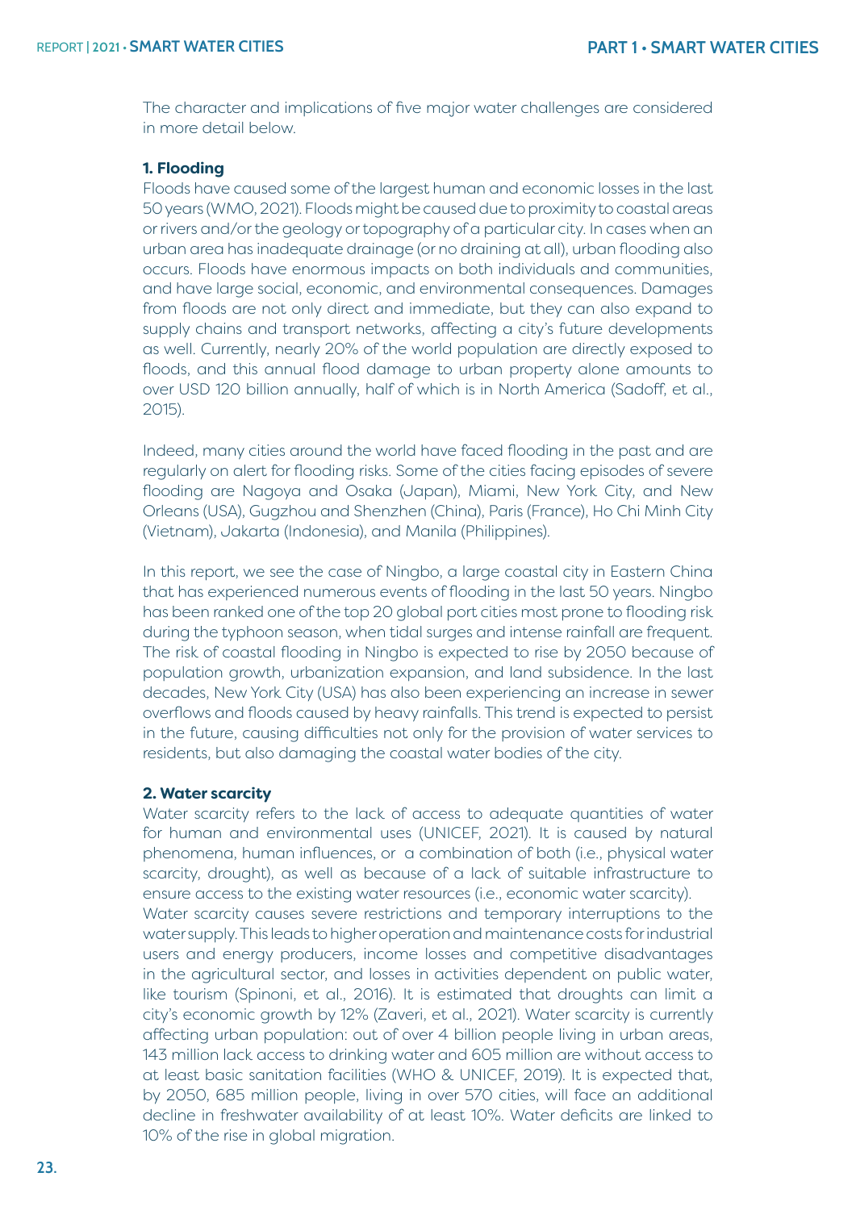The character and implications of five major water challenges are considered in more detail below.

**1. Flooding**

Floods have caused some of the largest human and economic losses in the last 50 years (WMO, 2021). Floods might be caused due to proximity to coastal areas or rivers and/or the geology or topography of a particular city. In cases when an urban area has inadequate drainage (or no draining at all), urban flooding also occurs. Floods have enormous impacts on both individuals and communities, and have large social, economic, and environmental consequences. Damages from floods are not only direct and immediate, but they can also expand to supply chains and transport networks, affecting a city's future developments as well. Currently, nearly 20% of the world population are directly exposed to floods, and this annual flood damage to urban property alone amounts to over USD 120 billion annually, half of which is in North America (Sadoff, et al., 2015).

Indeed, many cities around the world have faced flooding in the past and are regularly on alert for flooding risks. Some of the cities facing episodes of severe flooding are Nagoya and Osaka (Japan), Miami, New York City, and New Orleans (USA), Gugzhou and Shenzhen (China), Paris (France), Ho Chi Minh City (Vietnam), Jakarta (Indonesia), and Manila (Philippines).

In this report, we see the case of Ningbo, a large coastal city in Eastern China that has experienced numerous events of flooding in the last 50 years. Ningbo has been ranked one of the top 20 global port cities most prone to flooding risk during the typhoon season, when tidal surges and intense rainfall are frequent. The risk of coastal flooding in Ningbo is expected to rise by 2050 because of population growth, urbanization expansion, and land subsidence. In the last decades, New York City (USA) has also been experiencing an increase in sewer overflows and floods caused by heavy rainfalls. This trend is expected to persist in the future, causing difficulties not only for the provision of water services to residents, but also damaging the coastal water bodies of the city.

**2. Water scarcity**

Water scarcity refers to the lack of access to adequate quantities of water for human and environmental uses (UNICEF, 2021). It is caused by natural phenomena, human influences, or a combination of both (i.e., physical water scarcity, drought), as well as because of a lack of suitable infrastructure to ensure access to the existing water resources (i.e., economic water scarcity).

Water scarcity causes severe restrictions and temporary interruptions to the water supply. This leads to higher operation and maintenance costs for industrial users and energy producers, income losses and competitive disadvantages in the agricultural sector, and losses in activities dependent on public water, like tourism (Spinoni, et al., 2016). It is estimated that droughts can limit a city's economic growth by 12% (Zaveri, et al., 2021). Water scarcity is currently affecting urban population: out of over 4 billion people living in urban areas, 143 million lack access to drinking water and 605 million are without access to at least basic sanitation facilities (WHO & UNICEF, 2019). It is expected that, by 2050, 685 million people, living in over 570 cities, will face an additional decline in freshwater availability of at least 10%. Water deficits are linked to 10% of the rise in global migration.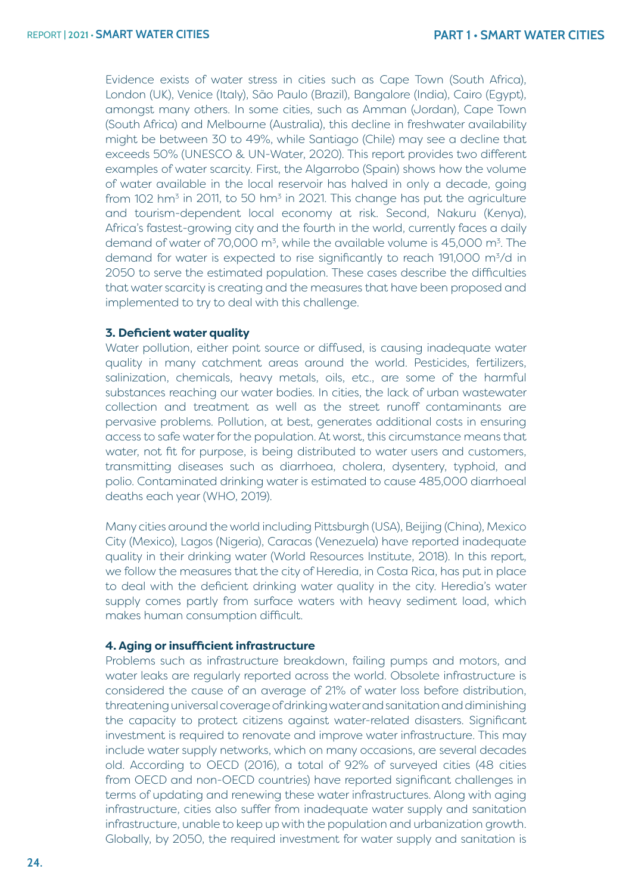Evidence exists of water stress in cities such as Cape Town (South Africa), London (UK), Venice (Italy), São Paulo (Brazil), Bangalore (India), Cairo (Egypt), amongst many others. In some cities, such as Amman (Jordan), Cape Town (South Africa) and Melbourne (Australia), this decline in freshwater availability might be between 30 to 49%, while Santiago (Chile) may see a decline that exceeds 50% (UNESCO & UN-Water, 2020). This report provides two different examples of water scarcity. First, the Algarrobo (Spain) shows how the volume of water available in the local reservoir has halved in only a decade, going from 102 $hm^3$ in 2011, to 50 $hm^3$ in 2021. This change has put the agriculture and tourism-dependent local economy at risk. Second, Nakuru (Kenya), Africa's fastest-growing city and the fourth in the world, currently faces a daily demand of water of 70,000 $m^3$, while the available volume is 45,000 $m^3$. The demand for water is expected to rise significantly to reach 191,000 $m^3$/d in 2050 to serve the estimated population. These cases describe the difficulties that water scarcity is creating and the measures that have been proposed and implemented to try to deal with this challenge.

#### 3. Deficient water quality

Water pollution, either point source or diffused, is causing inadequate water quality in many catchment areas around the world. Pesticides, fertilizers, salinization, chemicals, heavy metals, oils, etc., are some of the harmful substances reaching our water bodies. In cities, the lack of urban wastewater collection and treatment as well as the street runoff contaminants are pervasive problems. Pollution, at best, generates additional costs in ensuring access to safe water for the population. At worst, this circumstance means that water, not fit for purpose, is being distributed to water users and customers, transmitting diseases such as diarrhoea, cholera, dysentery, typhoid, and polio. Contaminated drinking water is estimated to cause 485,000 diarrhoeal deaths each year (WHO, 2019).

Many cities around the world including Pittsburgh (USA), Beijing (China), Mexico City (Mexico), Lagos (Nigeria), Caracas (Venezuela) have reported inadequate quality in their drinking water (World Resources Institute, 2018). In this report, we follow the measures that the city of Heredia, in Costa Rica, has put in place to deal with the deficient drinking water quality in the city. Heredia's water supply comes partly from surface waters with heavy sediment load, which makes human consumption difficult.

#### 4. Aging or insufficient infrastructure

Problems such as infrastructure breakdown, failing pumps and motors, and water leaks are regularly reported across the world. Obsolete infrastructure is considered the cause of an average of 21% of water loss before distribution, threatening universal coverage of drinking water and sanitation and diminishing the capacity to protect citizens against water-related disasters. Significant investment is required to renovate and improve water infrastructure. This may include water supply networks, which on many occasions, are several decades old. According to OECD (2016), a total of 92% of surveyed cities (48 cities from OECD and non-OECD countries) have reported significant challenges in terms of updating and renewing these water infrastructures. Along with aging infrastructure, cities also suffer from inadequate water supply and sanitation infrastructure, unable to keep up with the population and urbanization growth. Globally, by 2050, the required investment for water supply and sanitation is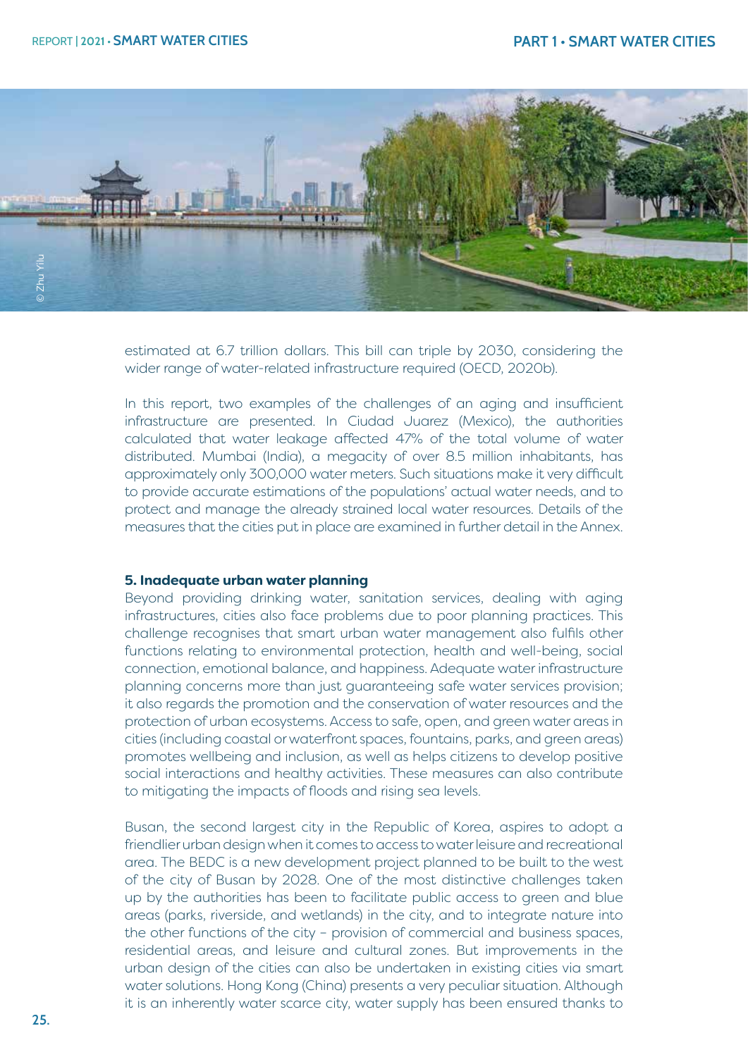estimated at 6.7 trillion dollars. This bill can triple by 2030, considering the wider range of water-related infrastructure required (OECD, 2020b).

In this report, two examples of the challenges of an aging and insufficient infrastructure are presented. In Ciudad Juarez (Mexico), the authorities calculated that water leakage affected 47% of the total volume of water distributed. Mumbai (India), a megacity of over 8.5 million inhabitants, has approximately only 300,000 water meters. Such situations make it very difficult to provide accurate estimations of the populations' actual water needs, and to protect and manage the already strained local water resources. Details of the measures that the cities put in place are examined in further detail in the Annex.

**5. Inadequate urban water planning**

Beyond providing drinking water, sanitation services, dealing with aging infrastructures, cities also face problems due to poor planning practices. This challenge recognises that smart urban water management also fulfils other functions relating to environmental protection, health and well-being, social connection, emotional balance, and happiness. Adequate water infrastructure planning concerns more than just guaranteeing safe water services provision; it also regards the promotion and the conservation of water resources and the protection of urban ecosystems. Access to safe, open, and green water areas in cities (including coastal or waterfront spaces, fountains, parks, and green areas) promotes wellbeing and inclusion, as well as helps citizens to develop positive social interactions and healthy activities. These measures can also contribute to mitigating the impacts of floods and rising sea levels.

Busan, the second largest city in the Republic of Korea, aspires to adopt a friendlier urban design when it comes to access to water leisure and recreational area. The BEDC is a new development project planned to be built to the west of the city of Busan by 2028. One of the most distinctive challenges taken up by the authorities has been to facilitate public access to green and blue areas (parks, riverside, and wetlands) in the city, and to integrate nature into the other functions of the city – provision of commercial and business spaces, residential areas, and leisure and cultural zones. But improvements in the urban design of the cities can also be undertaken in existing cities via smart water solutions. Hong Kong (China) presents a very peculiar situation. Although it is an inherently water scarce city, water supply has been ensured thanks to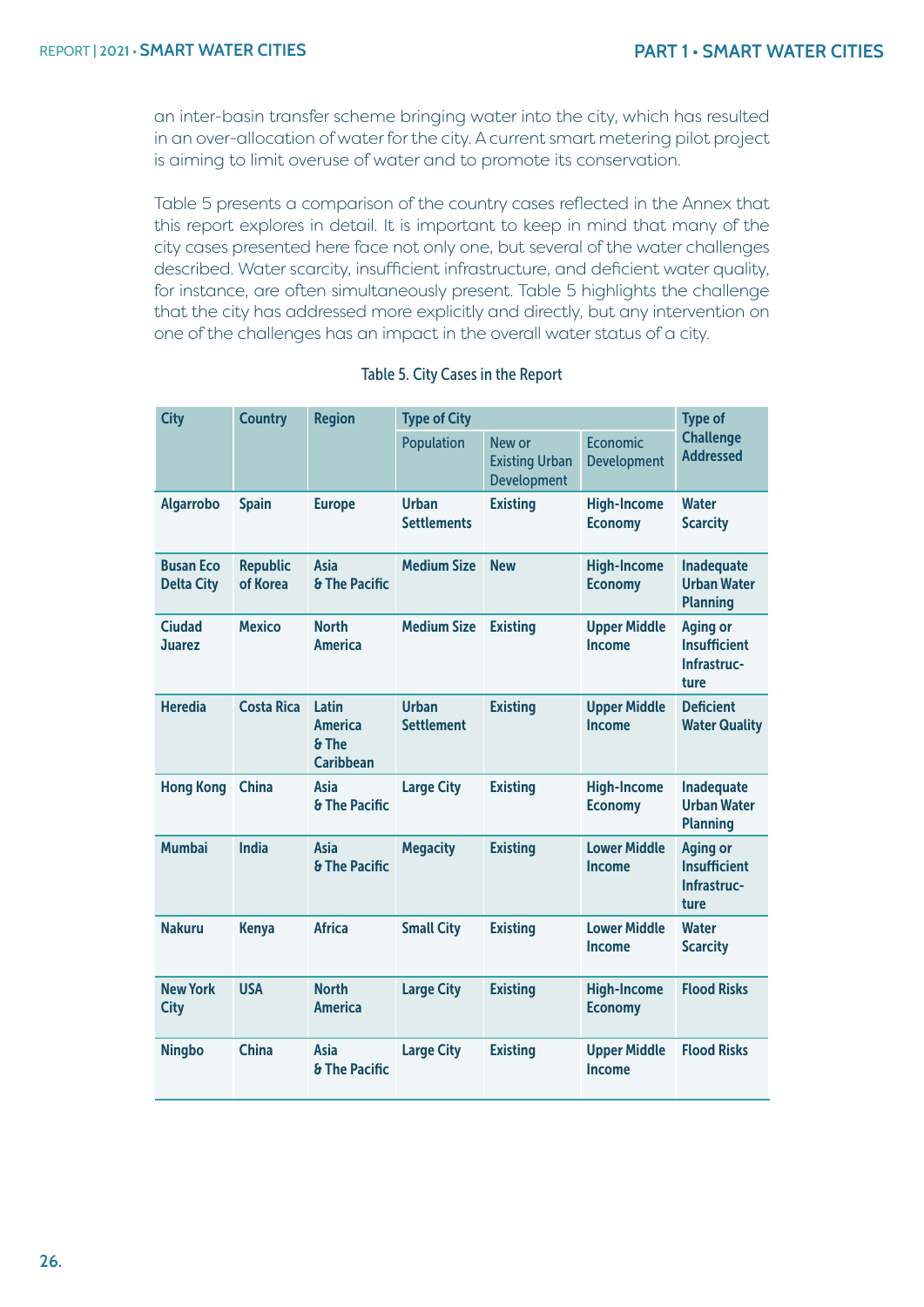an inter-basin transfer scheme bringing water into the city, which has resulted in an over-allocation of water for the city. A current smart metering pilot project is aiming to limit overuse of water and to promote its conservation.

Table 5 presents a comparison of the country cases reflected in the Annex that this report explores in detail. It is important to keep in mind that many of the city cases presented here face not only one, but several of the water challenges described. Water scarcity, insufficient infrastructure, and deficient water quality, for instance, are often simultaneously present. Table 5 highlights the challenge that the city has addressed more explicitly and directly, but any intervention on one of the challenges has an impact in the overall water status of a city.

Table 5. City Cases in the Report

| City | Country | Region | Type of City | | | Type of Challenge Addressed |
|---|---|---|---|---|---|---|
| | | | Population | New or Existing Urban Development | Economic Development | |
| Algarrobo | Spain | Europe | Urban Settlements | Existing | High-Income Economy | Water Scarcity |
| Busan Eco Delta City | Republic of Korea | Asia & The Pacific | Medium Size | New | High-Income Economy | Inadequate Urban Water Planning |
| Ciudad Juarez | Mexico | North America | Medium Size | Existing | Upper Middle Income | Aging or Insufficient Infrastructure |
| Heredia | Costa Rica | Latin America & The Caribbean | Urban Settlement | Existing | Upper Middle Income | Deficient Water Quality |
| Hong Kong | China | Asia & The Pacific | Large City | Existing | High-Income Economy | Inadequate Urban Water Planning |
| Mumbai | India | Asia & The Pacific | Megacity | Existing | Lower Middle Income | Aging or Insufficient Infrastructure |
| Nakuru | Kenya | Africa | Small City | Existing | Lower Middle Income | Water Scarcity |
| New York City | USA | North America | Large City | Existing | High-Income Economy | Flood Risks |
| Ningbo | China | Asia & The Pacific | Large City | Existing | Upper Middle Income | Flood Risks |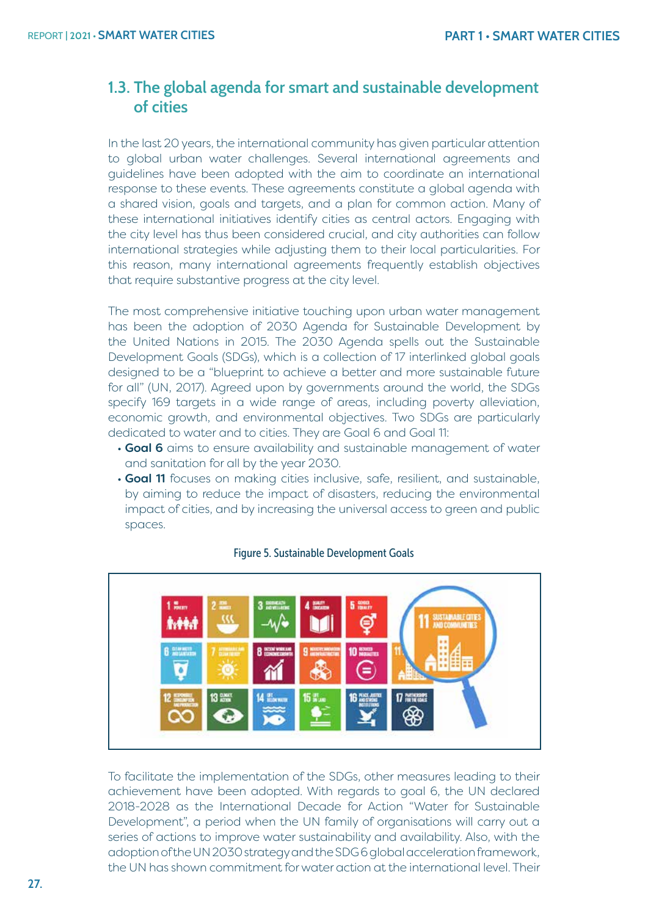## 1.3. The global agenda for smart and sustainable development of cities

In the last 20 years, the international community has given particular attention to global urban water challenges. Several international agreements and guidelines have been adopted with the aim to coordinate an international response to these events. These agreements constitute a global agenda with a shared vision, goals and targets, and a plan for common action. Many of these international initiatives identify cities as central actors. Engaging with the city level has thus been considered crucial, and city authorities can follow international strategies while adjusting them to their local particularities. For this reason, many international agreements frequently establish objectives that require substantive progress at the city level.

The most comprehensive initiative touching upon urban water management has been the adoption of 2030 Agenda for Sustainable Development by the United Nations in 2015. The 2030 Agenda spells out the Sustainable Development Goals (SDGs), which is a collection of 17 interlinked global goals designed to be a "blueprint to achieve a better and more sustainable future for all" (UN, 2017). Agreed upon by governments around the world, the SDGs specify 169 targets in a wide range of areas, including poverty alleviation, economic growth, and environmental objectives. Two SDGs are particularly dedicated to water and to cities. They are Goal 6 and Goal 11:

- **Goal 6** aims to ensure availability and sustainable management of water and sanitation for all by the year 2030.
- **Goal 11** focuses on making cities inclusive, safe, resilient, and sustainable, by aiming to reduce the impact of disasters, reducing the environmental impact of cities, and by increasing the universal access to green and public spaces.

Figure 5. Sustainable Development Goals

To facilitate the implementation of the SDGs, other measures leading to their achievement have been adopted. With regards to goal 6, the UN declared 2018-2028 as the International Decade for Action "Water for Sustainable Development", a period when the UN family of organisations will carry out a series of actions to improve water sustainability and availability. Also, with the adoption of the UN 2030 strategy and the SDG 6 global acceleration framework, the UN has shown commitment for water action at the international level. Their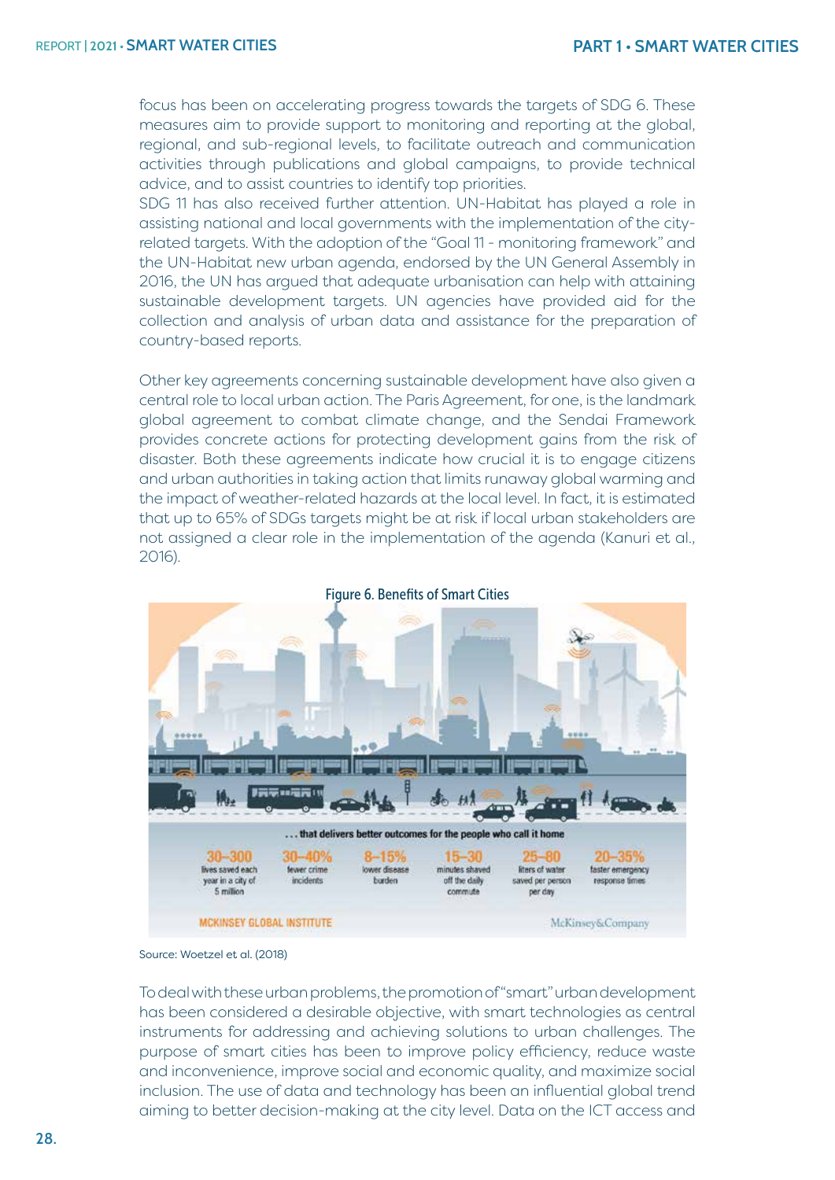focus has been on accelerating progress towards the targets of SDG 6. These measures aim to provide support to monitoring and reporting at the global, regional, and sub-regional levels, to facilitate outreach and communication activities through publications and global campaigns, to provide technical advice, and to assist countries to identify top priorities.

SDG 11 has also received further attention. UN-Habitat has played a role in assisting national and local governments with the implementation of the city-related targets. With the adoption of the "Goal 11 - monitoring framework" and the UN-Habitat new urban agenda, endorsed by the UN General Assembly in 2016, the UN has argued that adequate urbanisation can help with attaining sustainable development targets. UN agencies have provided aid for the collection and analysis of urban data and assistance for the preparation of country-based reports.

Other key agreements concerning sustainable development have also given a central role to local urban action. The Paris Agreement, for one, is the landmark global agreement to combat climate change, and the Sendai Framework provides concrete actions for protecting development gains from the risk of disaster. Both these agreements indicate how crucial it is to engage citizens and urban authorities in taking action that limits runaway global warming and the impact of weather-related hazards at the local level. In fact, it is estimated that up to 65% of SDGs targets might be at risk if local urban stakeholders are not assigned a clear role in the implementation of the agenda (Kanuri et al., 2016).

**Figure 6. Benefits of Smart Cities**

Source: Woetzel et al. (2018)

To deal with these urban problems, the promotion of "smart" urban development has been considered a desirable objective, with smart technologies as central instruments for addressing and achieving solutions to urban challenges. The purpose of smart cities has been to improve policy efficiency, reduce waste and inconvenience, improve social and economic quality, and maximize social inclusion. The use of data and technology has been an influential global trend aiming to better decision-making at the city level. Data on the ICT access and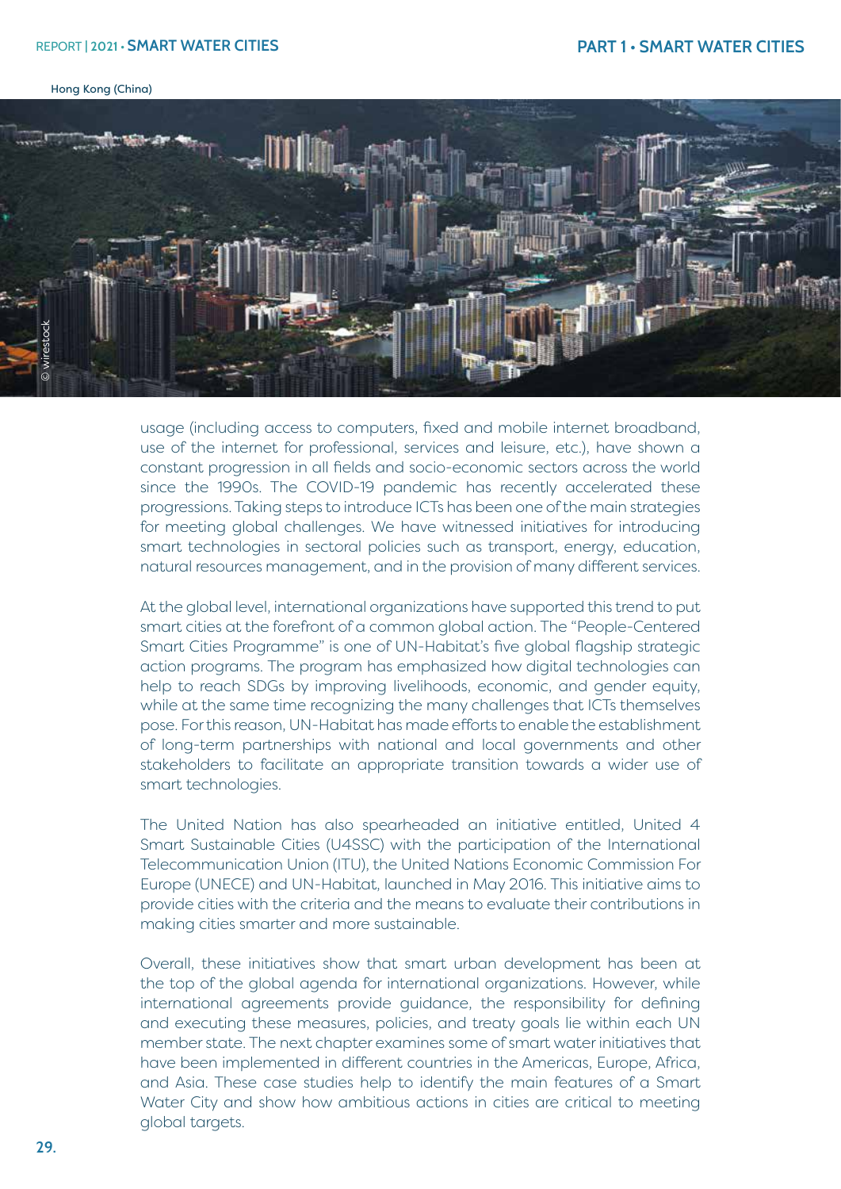Hong Kong (China)

usage (including access to computers, fixed and mobile internet broadband, use of the internet for professional, services and leisure, etc.), have shown a constant progression in all fields and socio-economic sectors across the world since the 1990s. The COVID-19 pandemic has recently accelerated these progressions. Taking steps to introduce ICTs has been one of the main strategies for meeting global challenges. We have witnessed initiatives for introducing smart technologies in sectoral policies such as transport, energy, education, natural resources management, and in the provision of many different services.

At the global level, international organizations have supported this trend to put smart cities at the forefront of a common global action. The "People-Centered Smart Cities Programme" is one of UN-Habitat's five global flagship strategic action programs. The program has emphasized how digital technologies can help to reach SDGs by improving livelihoods, economic, and gender equity, while at the same time recognizing the many challenges that ICTs themselves pose. For this reason, UN-Habitat has made efforts to enable the establishment of long-term partnerships with national and local governments and other stakeholders to facilitate an appropriate transition towards a wider use of smart technologies.

The United Nation has also spearheaded an initiative entitled, United 4 Smart Sustainable Cities (U4SSC) with the participation of the International Telecommunication Union (ITU), the United Nations Economic Commission For Europe (UNECE) and UN-Habitat, launched in May 2016. This initiative aims to provide cities with the criteria and the means to evaluate their contributions in making cities smarter and more sustainable.

Overall, these initiatives show that smart urban development has been at the top of the global agenda for international organizations. However, while international agreements provide guidance, the responsibility for defining and executing these measures, policies, and treaty goals lie within each UN member state. The next chapter examines some of smart water initiatives that have been implemented in different countries in the Americas, Europe, Africa, and Asia. These case studies help to identify the main features of a Smart Water City and show how ambitious actions in cities are critical to meeting global targets.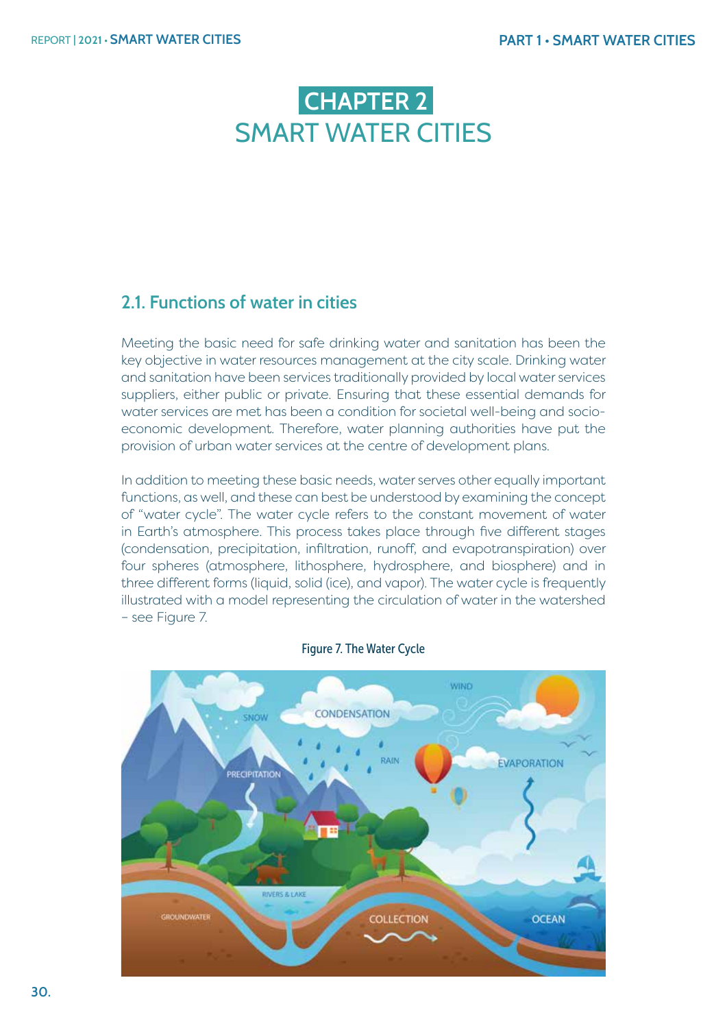# CHAPTER 2
# SMART WATER CITIES

## 2.1. Functions of water in cities

Meeting the basic need for safe drinking water and sanitation has been the key objective in water resources management at the city scale. Drinking water and sanitation have been services traditionally provided by local water services suppliers, either public or private. Ensuring that these essential demands for water services are met has been a condition for societal well-being and socio-economic development. Therefore, water planning authorities have put the provision of urban water services at the centre of development plans.

In addition to meeting these basic needs, water serves other equally important functions, as well, and these can best be understood by examining the concept of "water cycle". The water cycle refers to the constant movement of water in Earth's atmosphere. This process takes place through five different stages (condensation, precipitation, infiltration, runoff, and evapotranspiration) over four spheres (atmosphere, lithosphere, hydrosphere, and biosphere) and in three different forms (liquid, solid (ice), and vapor). The water cycle is frequently illustrated with a model representing the circulation of water in the watershed – see Figure 7.

Figure 7. The Water Cycle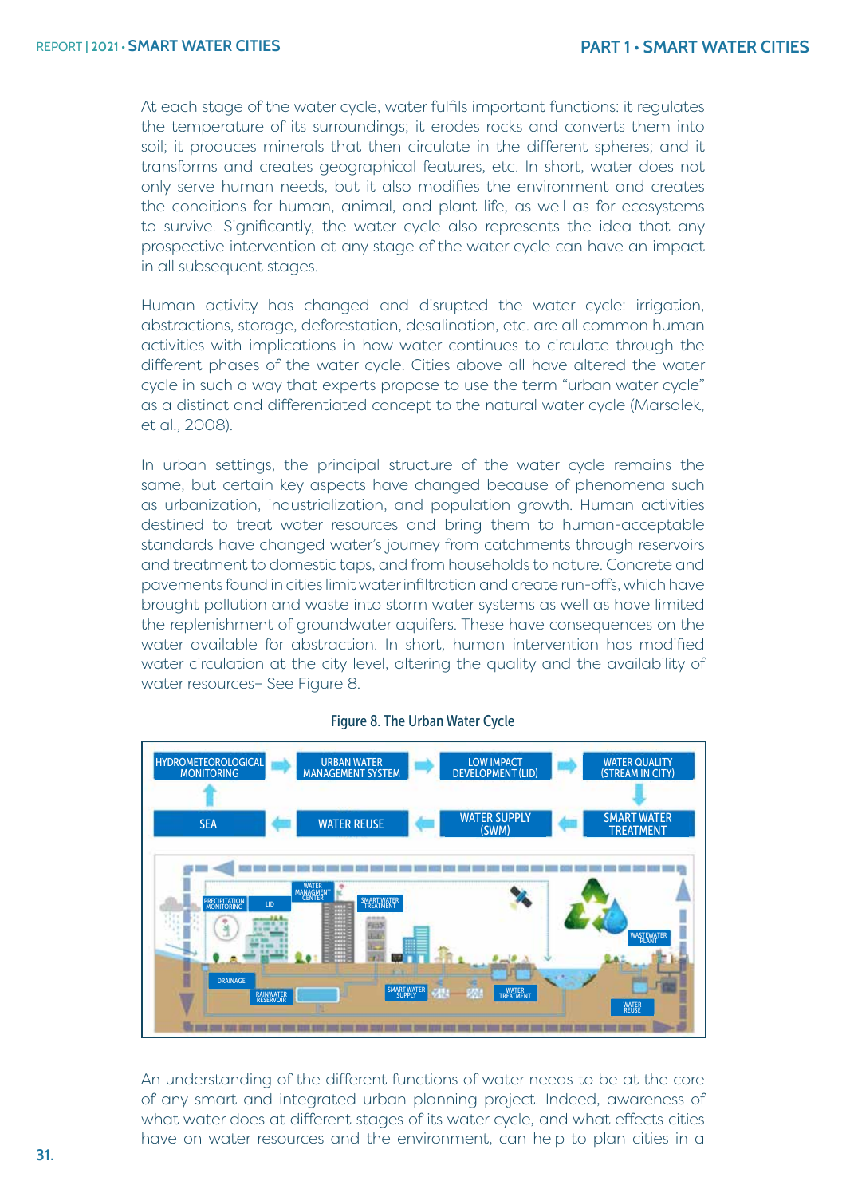At each stage of the water cycle, water fulfils important functions: it regulates the temperature of its surroundings; it erodes rocks and converts them into soil; it produces minerals that then circulate in the different spheres; and it transforms and creates geographical features, etc. In short, water does not only serve human needs, but it also modifies the environment and creates the conditions for human, animal, and plant life, as well as for ecosystems to survive. Significantly, the water cycle also represents the idea that any prospective intervention at any stage of the water cycle can have an impact in all subsequent stages.

Human activity has changed and disrupted the water cycle: irrigation, abstractions, storage, deforestation, desalination, etc. are all common human activities with implications in how water continues to circulate through the different phases of the water cycle. Cities above all have altered the water cycle in such a way that experts propose to use the term "urban water cycle" as a distinct and differentiated concept to the natural water cycle (Marsalek, et al., 2008).

In urban settings, the principal structure of the water cycle remains the same, but certain key aspects have changed because of phenomena such as urbanization, industrialization, and population growth. Human activities destined to treat water resources and bring them to human-acceptable standards have changed water's journey from catchments through reservoirs and treatment to domestic taps, and from households to nature. Concrete and pavements found in cities limit water infiltration and create run-offs, which have brought pollution and waste into storm water systems as well as have limited the replenishment of groundwater aquifers. These have consequences on the water available for abstraction. In short, human intervention has modified water circulation at the city level, altering the quality and the availability of water resources– See Figure 8.

**Figure 8. The Urban Water Cycle**

An understanding of the different functions of water needs to be at the core of any smart and integrated urban planning project. Indeed, awareness of what water does at different stages of its water cycle, and what effects cities have on water resources and the environment, can help to plan cities in a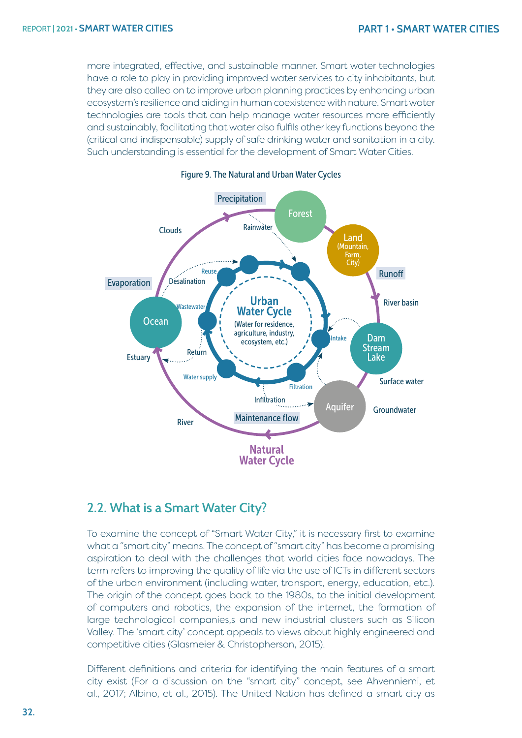more integrated, effective, and sustainable manner. Smart water technologies have a role to play in providing improved water services to city inhabitants, but they are also called on to improve urban planning practices by enhancing urban ecosystem's resilience and aiding in human coexistence with nature. Smart water technologies are tools that can help manage water resources more efficiently and sustainably, facilitating that water also fulfils other key functions beyond the (critical and indispensable) supply of safe drinking water and sanitation in a city. Such understanding is essential for the development of Smart Water Cities.

Figure 9. The Natural and Urban Water Cycles

## 2.2. What is a Smart Water City?

To examine the concept of "Smart Water City," it is necessary first to examine what a "smart city" means. The concept of "smart city" has become a promising aspiration to deal with the challenges that world cities face nowadays. The term refers to improving the quality of life via the use of ICTs in different sectors of the urban environment (including water, transport, energy, education, etc.). The origin of the concept goes back to the 1980s, to the initial development of computers and robotics, the expansion of the internet, the formation of large technological companies,s and new industrial clusters such as Silicon Valley. The 'smart city' concept appeals to views about highly engineered and competitive cities (Glasmeier & Christopherson, 2015).

Different definitions and criteria for identifying the main features of a smart city exist (For a discussion on the "smart city" concept, see Ahvenniemi, et al., 2017; Albino, et al., 2015). The United Nation has defined a smart city as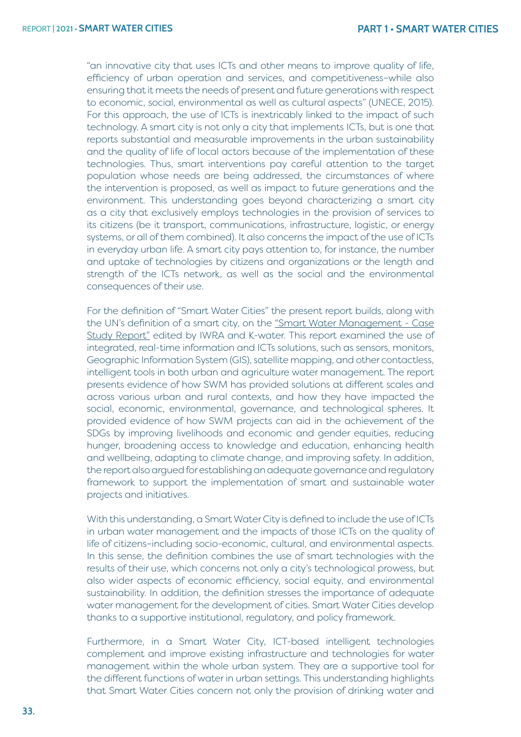"an innovative city that uses ICTs and other means to improve quality of life, efficiency of urban operation and services, and competitiveness–while also ensuring that it meets the needs of present and future generations with respect to economic, social, environmental as well as cultural aspects" (UNECE, 2015). For this approach, the use of ICTs is inextricably linked to the impact of such technology. A smart city is not only a city that implements ICTs, but is one that reports substantial and measurable improvements in the urban sustainability and the quality of life of local actors because of the implementation of these technologies. Thus, smart interventions pay careful attention to the target population whose needs are being addressed, the circumstances of where the intervention is proposed, as well as impact to future generations and the environment. This understanding goes beyond characterizing a smart city as a city that exclusively employs technologies in the provision of services to its citizens (be it transport, communications, infrastructure, logistic, or energy systems, or all of them combined). It also concerns the impact of the use of ICTs in everyday urban life. A smart city pays attention to, for instance, the number and uptake of technologies by citizens and organizations or the length and strength of the ICTs network, as well as the social and the environmental consequences of their use.

For the definition of "Smart Water Cities" the present report builds, along with the UN's definition of a smart city, on the "Smart Water Management - Case Study Report" edited by IWRA and K-water. This report examined the use of integrated, real-time information and ICTs solutions, such as sensors, monitors, Geographic Information System (GIS), satellite mapping, and other contactless, intelligent tools in both urban and agriculture water management. The report presents evidence of how SWM has provided solutions at different scales and across various urban and rural contexts, and how they have impacted the social, economic, environmental, governance, and technological spheres. It provided evidence of how SWM projects can aid in the achievement of the SDGs by improving livelihoods and economic and gender equities, reducing hunger, broadening access to knowledge and education, enhancing health and wellbeing, adapting to climate change, and improving safety. In addition, the report also argued for establishing an adequate governance and regulatory framework to support the implementation of smart and sustainable water projects and initiatives.

With this understanding, a Smart Water City is defined to include the use of ICTs in urban water management and the impacts of those ICTs on the quality of life of citizens–including socio-economic, cultural, and environmental aspects. In this sense, the definition combines the use of smart technologies with the results of their use, which concerns not only a city's technological prowess, but also wider aspects of economic efficiency, social equity, and environmental sustainability. In addition, the definition stresses the importance of adequate water management for the development of cities. Smart Water Cities develop thanks to a supportive institutional, regulatory, and policy framework.

Furthermore, in a Smart Water City, ICT-based intelligent technologies complement and improve existing infrastructure and technologies for water management within the whole urban system. They are a supportive tool for the different functions of water in urban settings. This understanding highlights that Smart Water Cities concern not only the provision of drinking water and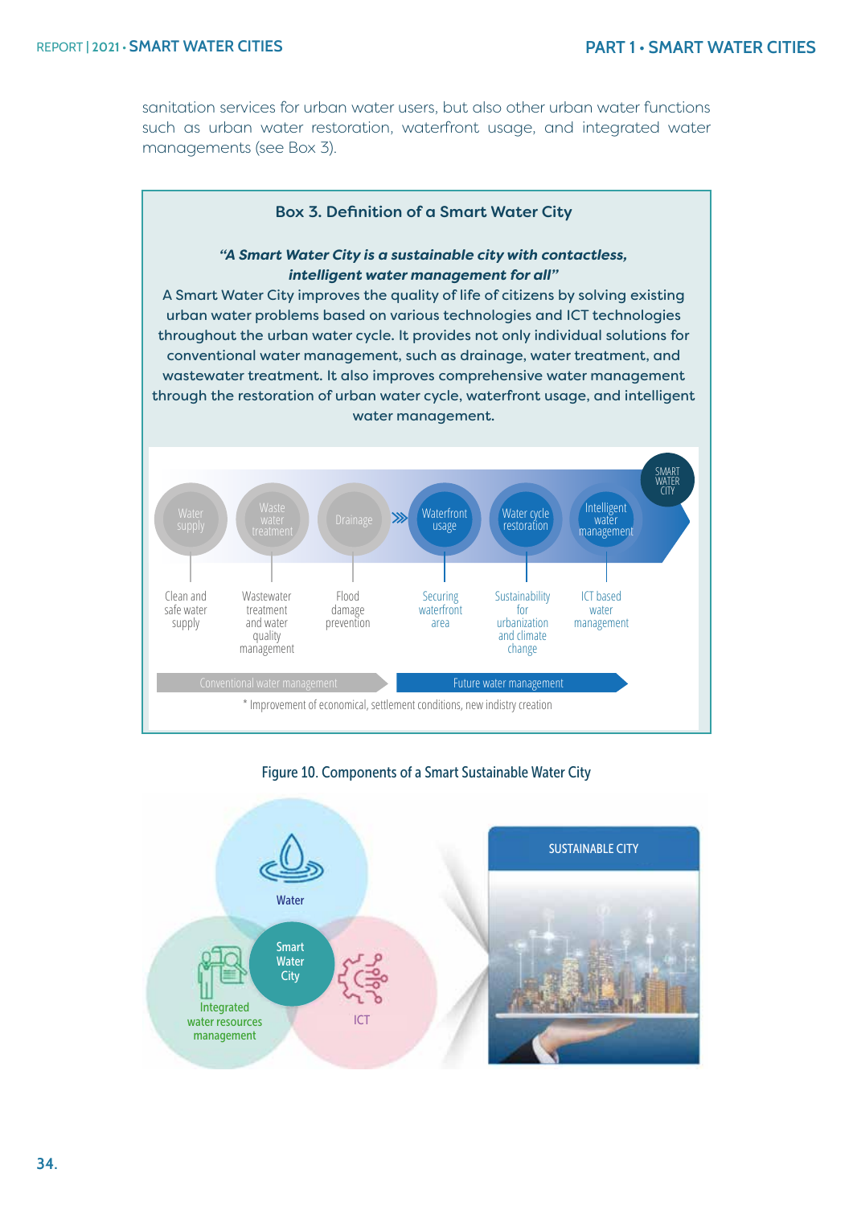sanitation services for urban water users, but also other urban water functions such as urban water restoration, waterfront usage, and integrated water managements (see Box 3).

### Box 3. Definition of a Smart Water City

***"A Smart Water City is a sustainable city with contactless, intelligent water management for all"***

A Smart Water City improves the quality of life of citizens by solving existing urban water problems based on various technologies and ICT technologies throughout the urban water cycle. It provides not only individual solutions for conventional water management, such as drainage, water treatment, and wastewater treatment. It also improves comprehensive water management through the restoration of urban water cycle, waterfront usage, and intelligent water management.

| Water supply | Waste water treatment | Drainage | Waterfront usage | Water cycle restoration | Intelligent water management |
|---|---|---|---|---|---|
| Clean and safe water supply | Wastewater treatment and water quality management | Flood damage prevention | Securing waterfront area | Sustainability for urbanization and climate change | ICT based water management |
| Conventional water management | | | Future water management | | |

SMART WATER CITY

\* Improvement of economical, settlement conditions, new indistry creation

Figure 10. Components of a Smart Sustainable Water City

Water

Smart Water City

Integrated water resources management

ICT

SUSTAINABLE CITY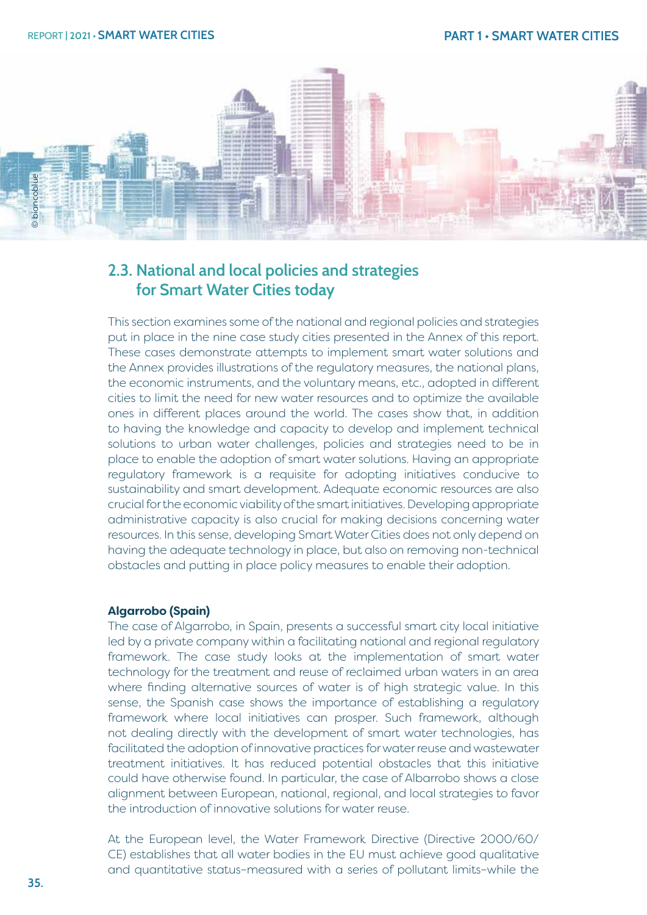## 2.3. National and local policies and strategies for Smart Water Cities today

This section examines some of the national and regional policies and strategies put in place in the nine case study cities presented in the Annex of this report. These cases demonstrate attempts to implement smart water solutions and the Annex provides illustrations of the regulatory measures, the national plans, the economic instruments, and the voluntary means, etc., adopted in different cities to limit the need for new water resources and to optimize the available ones in different places around the world. The cases show that, in addition to having the knowledge and capacity to develop and implement technical solutions to urban water challenges, policies and strategies need to be in place to enable the adoption of smart water solutions. Having an appropriate regulatory framework is a requisite for adopting initiatives conducive to sustainability and smart development. Adequate economic resources are also crucial for the economic viability of the smart initiatives. Developing appropriate administrative capacity is also crucial for making decisions concerning water resources. In this sense, developing Smart Water Cities does not only depend on having the adequate technology in place, but also on removing non-technical obstacles and putting in place policy measures to enable their adoption.

**Algarrobo (Spain)**

The case of Algarrobo, in Spain, presents a successful smart city local initiative led by a private company within a facilitating national and regional regulatory framework. The case study looks at the implementation of smart water technology for the treatment and reuse of reclaimed urban waters in an area where finding alternative sources of water is of high strategic value. In this sense, the Spanish case shows the importance of establishing a regulatory framework where local initiatives can prosper. Such framework, although not dealing directly with the development of smart water technologies, has facilitated the adoption of innovative practices for water reuse and wastewater treatment initiatives. It has reduced potential obstacles that this initiative could have otherwise found. In particular, the case of Albarrobo shows a close alignment between European, national, regional, and local strategies to favor the introduction of innovative solutions for water reuse.

At the European level, the Water Framework Directive (Directive 2000/60/CE) establishes that all water bodies in the EU must achieve good qualitative and quantitative status–measured with a series of pollutant limits–while the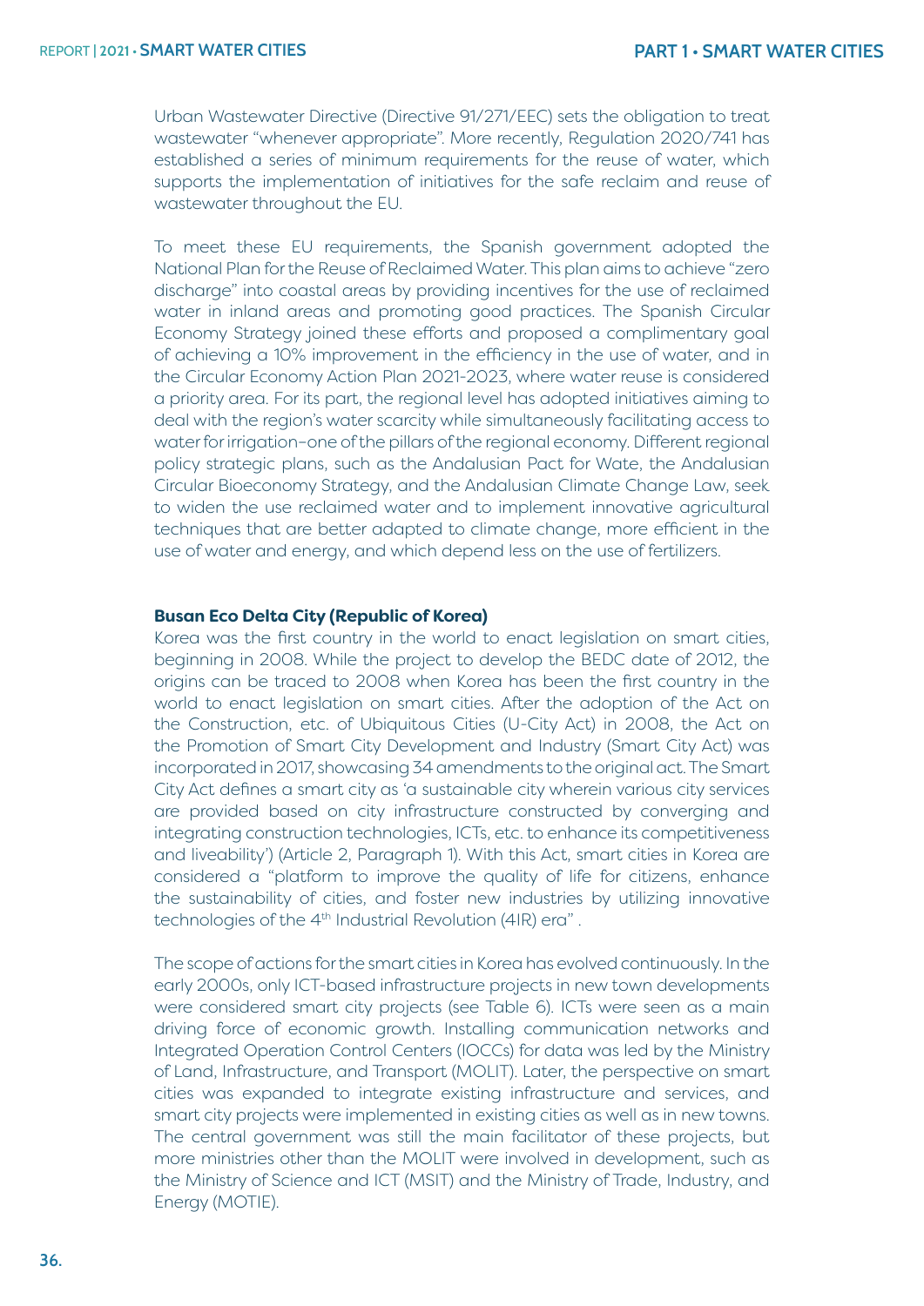Urban Wastewater Directive (Directive 91/271/EEC) sets the obligation to treat wastewater "whenever appropriate". More recently, Regulation 2020/741 has established a series of minimum requirements for the reuse of water, which supports the implementation of initiatives for the safe reclaim and reuse of wastewater throughout the EU.

To meet these EU requirements, the Spanish government adopted the National Plan for the Reuse of Reclaimed Water. This plan aims to achieve "zero discharge" into coastal areas by providing incentives for the use of reclaimed water in inland areas and promoting good practices. The Spanish Circular Economy Strategy joined these efforts and proposed a complimentary goal of achieving a 10% improvement in the efficiency in the use of water, and in the Circular Economy Action Plan 2021-2023, where water reuse is considered a priority area. For its part, the regional level has adopted initiatives aiming to deal with the region's water scarcity while simultaneously facilitating access to water for irrigation–one of the pillars of the regional economy. Different regional policy strategic plans, such as the Andalusian Pact for Wate, the Andalusian Circular Bioeconomy Strategy, and the Andalusian Climate Change Law, seek to widen the use reclaimed water and to implement innovative agricultural techniques that are better adapted to climate change, more efficient in the use of water and energy, and which depend less on the use of fertilizers.

**Busan Eco Delta City (Republic of Korea)**

Korea was the first country in the world to enact legislation on smart cities, beginning in 2008. While the project to develop the BEDC date of 2012, the origins can be traced to 2008 when Korea has been the first country in the world to enact legislation on smart cities. After the adoption of the Act on the Construction, etc. of Ubiquitous Cities (U-City Act) in 2008, the Act on the Promotion of Smart City Development and Industry (Smart City Act) was incorporated in 2017, showcasing 34 amendments to the original act. The Smart City Act defines a smart city as 'a sustainable city wherein various city services are provided based on city infrastructure constructed by converging and integrating construction technologies, ICTs, etc. to enhance its competitiveness and liveability') (Article 2, Paragraph 1). With this Act, smart cities in Korea are considered a "platform to improve the quality of life for citizens, enhance the sustainability of cities, and foster new industries by utilizing innovative technologies of the 4th Industrial Revolution (4IR) era" .

The scope of actions for the smart cities in Korea has evolved continuously. In the early 2000s, only ICT-based infrastructure projects in new town developments were considered smart city projects (see Table 6). ICTs were seen as a main driving force of economic growth. Installing communication networks and Integrated Operation Control Centers (IOCCs) for data was led by the Ministry of Land, Infrastructure, and Transport (MOLIT). Later, the perspective on smart cities was expanded to integrate existing infrastructure and services, and smart city projects were implemented in existing cities as well as in new towns. The central government was still the main facilitator of these projects, but more ministries other than the MOLIT were involved in development, such as the Ministry of Science and ICT (MSIT) and the Ministry of Trade, Industry, and Energy (MOTIE).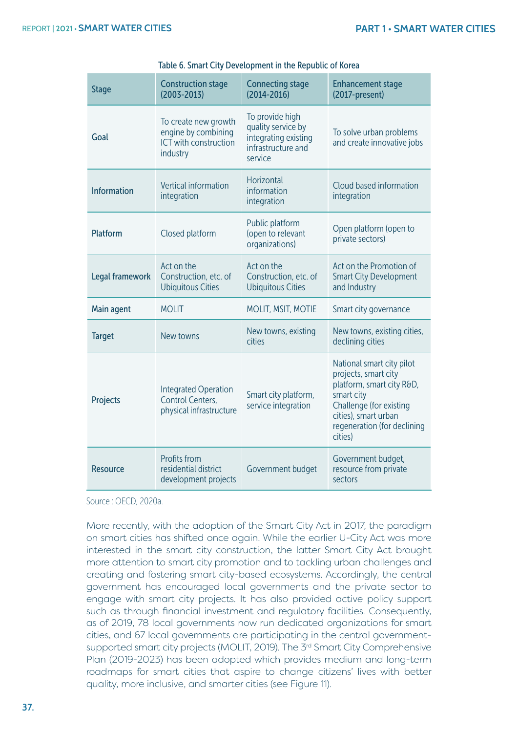Table 6. Smart City Development in the Republic of Korea

| Stage | Construction stage (2003-2013) | Connecting stage (2014-2016) | Enhancement stage (2017-present) |
|---|---|---|---|
| Goal | To create new growth engine by combining ICT with construction industry | To provide high quality service by integrating existing infrastructure and service | To solve urban problems and create innovative jobs |
| Information | Vertical information integration | Horizontal information integration | Cloud based information integration |
| Platform | Closed platform | Public platform (open to relevant organizations) | Open platform (open to private sectors) |
| Legal framework | Act on the Construction, etc. of Ubiquitous Cities | Act on the Construction, etc. of Ubiquitous Cities | Act on the Promotion of Smart City Development and Industry |
| Main agent | MOLIT | MOLIT, MSIT, MOTIE | Smart city governance |
| Target | New towns | New towns, existing cities | New towns, existing cities, declining cities |
| Projects | Integrated Operation Control Centers, physical infrastructure | Smart city platform, service integration | National smart city pilot projects, smart city platform, smart city R&D, smart city Challenge (for existing cities), smart urban regeneration (for declining cities) |
| Resource | Profits from residential district development projects | Government budget | Government budget, resource from private sectors |

Source : OECD, 2020a.

More recently, with the adoption of the Smart City Act in 2017, the paradigm on smart cities has shifted once again. While the earlier U-City Act was more interested in the smart city construction, the latter Smart City Act brought more attention to smart city promotion and to tackling urban challenges and creating and fostering smart city-based ecosystems. Accordingly, the central government has encouraged local governments and the private sector to engage with smart city projects. It has also provided active policy support such as through financial investment and regulatory facilities. Consequently, as of 2019, 78 local governments now run dedicated organizations for smart cities, and 67 local governments are participating in the central government-supported smart city projects (MOLIT, 2019). The 3rd Smart City Comprehensive Plan (2019-2023) has been adopted which provides medium and long-term roadmaps for smart cities that aspire to change citizens' lives with better quality, more inclusive, and smarter cities (see Figure 11).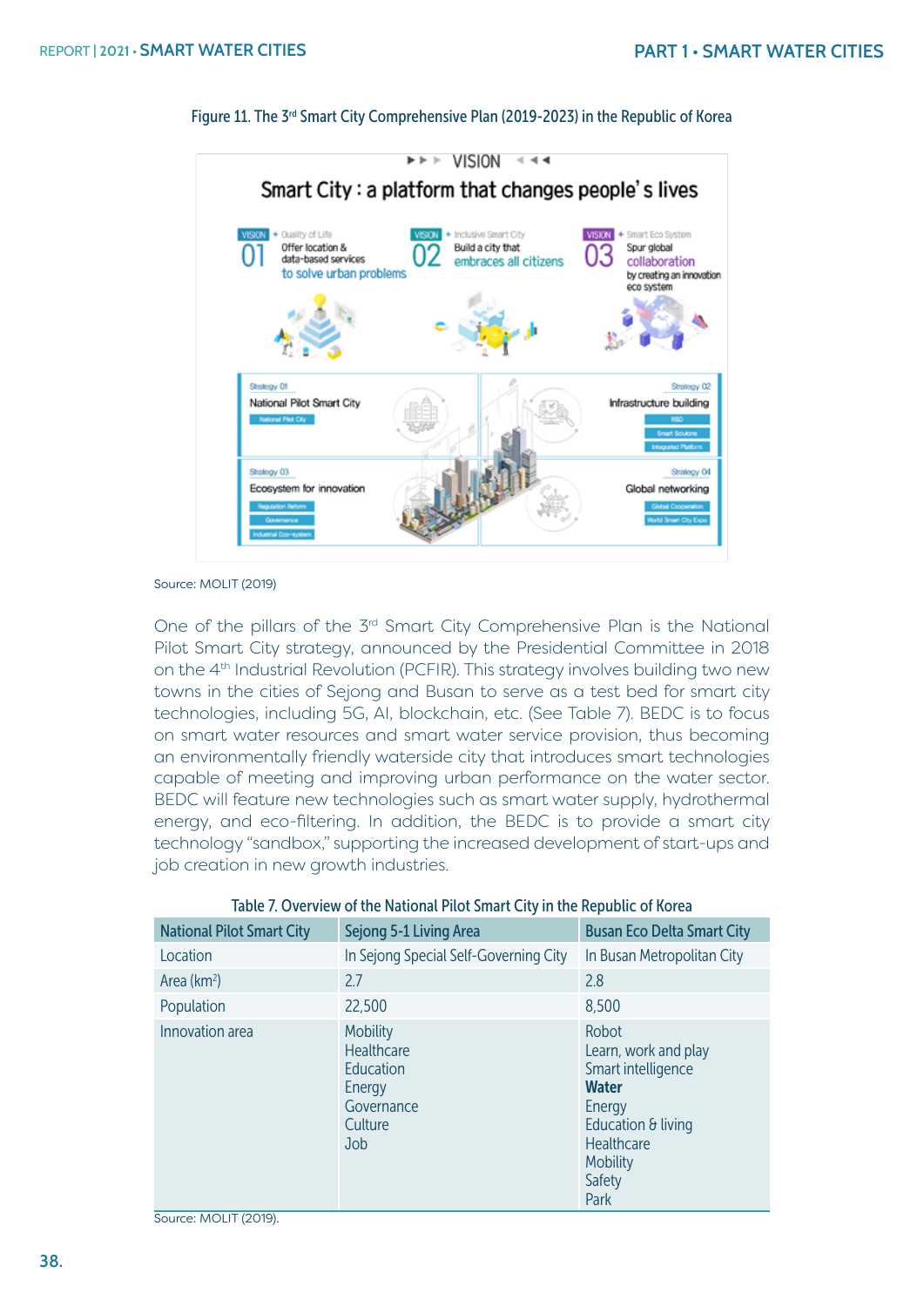Figure 11. The 3rd Smart City Comprehensive Plan (2019-2023) in the Republic of Korea

▶▶▶ VISION ◀◀◀

Smart City : a platform that changes people' s lives

VISION 01 + Quality of Life
Offer location & data-based services to solve urban problems

VISION 02 + Inclusive Smart City
Build a city that embraces all citizens

VISION 03 + Smart Eco System
Spur global collaboration by creating an innovation eco system

Strategy 01
National Pilot Smart City
- National Pilot City

Strategy 02
Infrastructure building
- R&D
- Smart Solutions
- Integrated Platform

Strategy 03
Ecosystem for innovation
- Regulation Reform
- Governance
- Industrial Eco-system

Strategy 04
Global networking
- Global Cooperation
- World Smart City Expo

Source: MOLIT (2019)

One of the pillars of the 3rd Smart City Comprehensive Plan is the National Pilot Smart City strategy, announced by the Presidential Committee in 2018 on the 4th Industrial Revolution (PCFIR). This strategy involves building two new towns in the cities of Sejong and Busan to serve as a test bed for smart city technologies, including 5G, AI, blockchain, etc. (See Table 7). BEDC is to focus on smart water resources and smart water service provision, thus becoming an environmentally friendly waterside city that introduces smart technologies capable of meeting and improving urban performance on the water sector. BEDC will feature new technologies such as smart water supply, hydrothermal energy, and eco-filtering. In addition, the BEDC is to provide a smart city technology "sandbox," supporting the increased development of start-ups and job creation in new growth industries.

Table 7. Overview of the National Pilot Smart City in the Republic of Korea

| National Pilot Smart City | Sejong 5-1 Living Area | Busan Eco Delta Smart City |
|---|---|---|
| Location | In Sejong Special Self-Governing City | In Busan Metropolitan City |
| Area ($km^2$) | 2.7 | 2.8 |
| Population | 22,500 | 8,500 |
| Innovation area | Mobility<br>Healthcare<br>Education<br>Energy<br>Governance<br>Culture<br>Job | Robot<br>Learn, work and play<br>Smart intelligence<br>**Water**<br>Energy<br>Education & living<br>Healthcare<br>Mobility<br>Safety<br>Park |

Source: MOLIT (2019).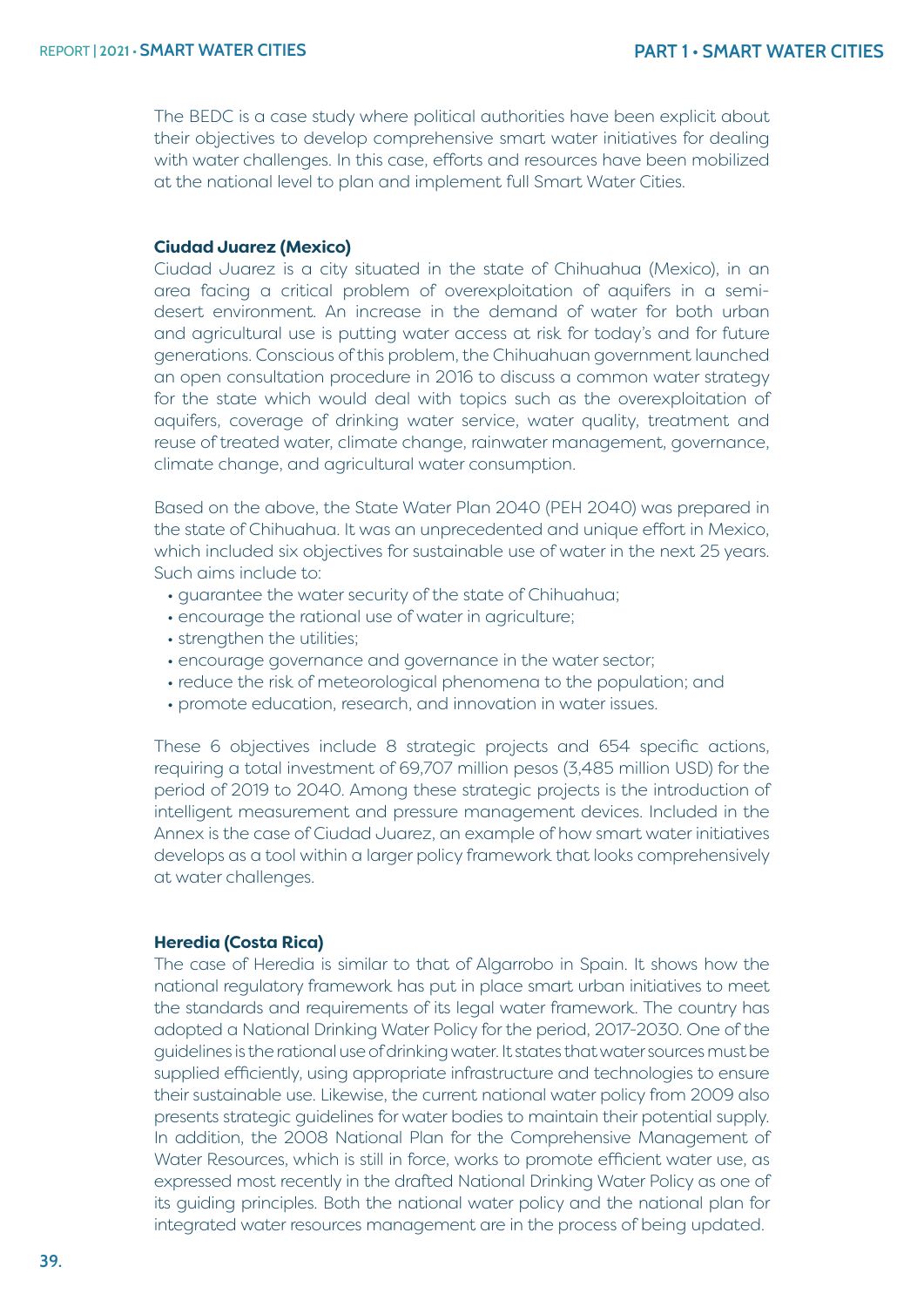The BEDC is a case study where political authorities have been explicit about their objectives to develop comprehensive smart water initiatives for dealing with water challenges. In this case, efforts and resources have been mobilized at the national level to plan and implement full Smart Water Cities.

**Ciudad Juarez (Mexico)**

Ciudad Juarez is a city situated in the state of Chihuahua (Mexico), in an area facing a critical problem of overexploitation of aquifers in a semi-desert environment. An increase in the demand of water for both urban and agricultural use is putting water access at risk for today's and for future generations. Conscious of this problem, the Chihuahuan government launched an open consultation procedure in 2016 to discuss a common water strategy for the state which would deal with topics such as the overexploitation of aquifers, coverage of drinking water service, water quality, treatment and reuse of treated water, climate change, rainwater management, governance, climate change, and agricultural water consumption.

Based on the above, the State Water Plan 2040 (PEH 2040) was prepared in the state of Chihuahua. It was an unprecedented and unique effort in Mexico, which included six objectives for sustainable use of water in the next 25 years. Such aims include to:

- guarantee the water security of the state of Chihuahua;
- encourage the rational use of water in agriculture;
- strengthen the utilities;
- encourage governance and governance in the water sector;
- reduce the risk of meteorological phenomena to the population; and
- promote education, research, and innovation in water issues.

These 6 objectives include 8 strategic projects and 654 specific actions, requiring a total investment of 69,707 million pesos (3,485 million USD) for the period of 2019 to 2040. Among these strategic projects is the introduction of intelligent measurement and pressure management devices. Included in the Annex is the case of Ciudad Juarez, an example of how smart water initiatives develops as a tool within a larger policy framework that looks comprehensively at water challenges.

**Heredia (Costa Rica)**

The case of Heredia is similar to that of Algarrobo in Spain. It shows how the national regulatory framework has put in place smart urban initiatives to meet the standards and requirements of its legal water framework. The country has adopted a National Drinking Water Policy for the period, 2017-2030. One of the guidelines is the rational use of drinking water. It states that water sources must be supplied efficiently, using appropriate infrastructure and technologies to ensure their sustainable use. Likewise, the current national water policy from 2009 also presents strategic guidelines for water bodies to maintain their potential supply. In addition, the 2008 National Plan for the Comprehensive Management of Water Resources, which is still in force, works to promote efficient water use, as expressed most recently in the drafted National Drinking Water Policy as one of its guiding principles. Both the national water policy and the national plan for integrated water resources management are in the process of being updated.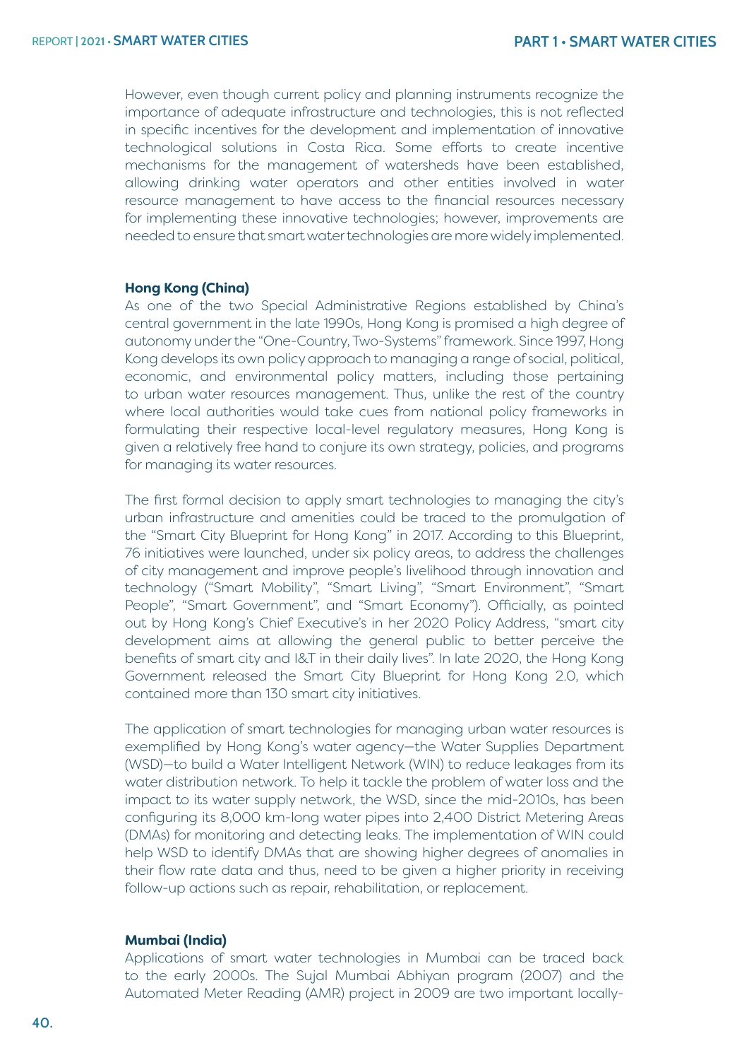However, even though current policy and planning instruments recognize the importance of adequate infrastructure and technologies, this is not reflected in specific incentives for the development and implementation of innovative technological solutions in Costa Rica. Some efforts to create incentive mechanisms for the management of watersheds have been established, allowing drinking water operators and other entities involved in water resource management to have access to the financial resources necessary for implementing these innovative technologies; however, improvements are needed to ensure that smart water technologies are more widely implemented.

**Hong Kong (China)**

As one of the two Special Administrative Regions established by China's central government in the late 1990s, Hong Kong is promised a high degree of autonomy under the "One-Country, Two-Systems" framework. Since 1997, Hong Kong develops its own policy approach to managing a range of social, political, economic, and environmental policy matters, including those pertaining to urban water resources management. Thus, unlike the rest of the country where local authorities would take cues from national policy frameworks in formulating their respective local-level regulatory measures, Hong Kong is given a relatively free hand to conjure its own strategy, policies, and programs for managing its water resources.

The first formal decision to apply smart technologies to managing the city's urban infrastructure and amenities could be traced to the promulgation of the "Smart City Blueprint for Hong Kong" in 2017. According to this Blueprint, 76 initiatives were launched, under six policy areas, to address the challenges of city management and improve people's livelihood through innovation and technology ("Smart Mobility", "Smart Living", "Smart Environment", "Smart People", "Smart Government", and "Smart Economy"). Officially, as pointed out by Hong Kong's Chief Executive's in her 2020 Policy Address, "smart city development aims at allowing the general public to better perceive the benefits of smart city and I&T in their daily lives". In late 2020, the Hong Kong Government released the Smart City Blueprint for Hong Kong 2.0, which contained more than 130 smart city initiatives.

The application of smart technologies for managing urban water resources is exemplified by Hong Kong's water agency—the Water Supplies Department (WSD)—to build a Water Intelligent Network (WIN) to reduce leakages from its water distribution network. To help it tackle the problem of water loss and the impact to its water supply network, the WSD, since the mid-2010s, has been configuring its 8,000 km-long water pipes into 2,400 District Metering Areas (DMAs) for monitoring and detecting leaks. The implementation of WIN could help WSD to identify DMAs that are showing higher degrees of anomalies in their flow rate data and thus, need to be given a higher priority in receiving follow-up actions such as repair, rehabilitation, or replacement.

**Mumbai (India)**

Applications of smart water technologies in Mumbai can be traced back to the early 2000s. The Sujal Mumbai Abhiyan program (2007) and the Automated Meter Reading (AMR) project in 2009 are two important locally-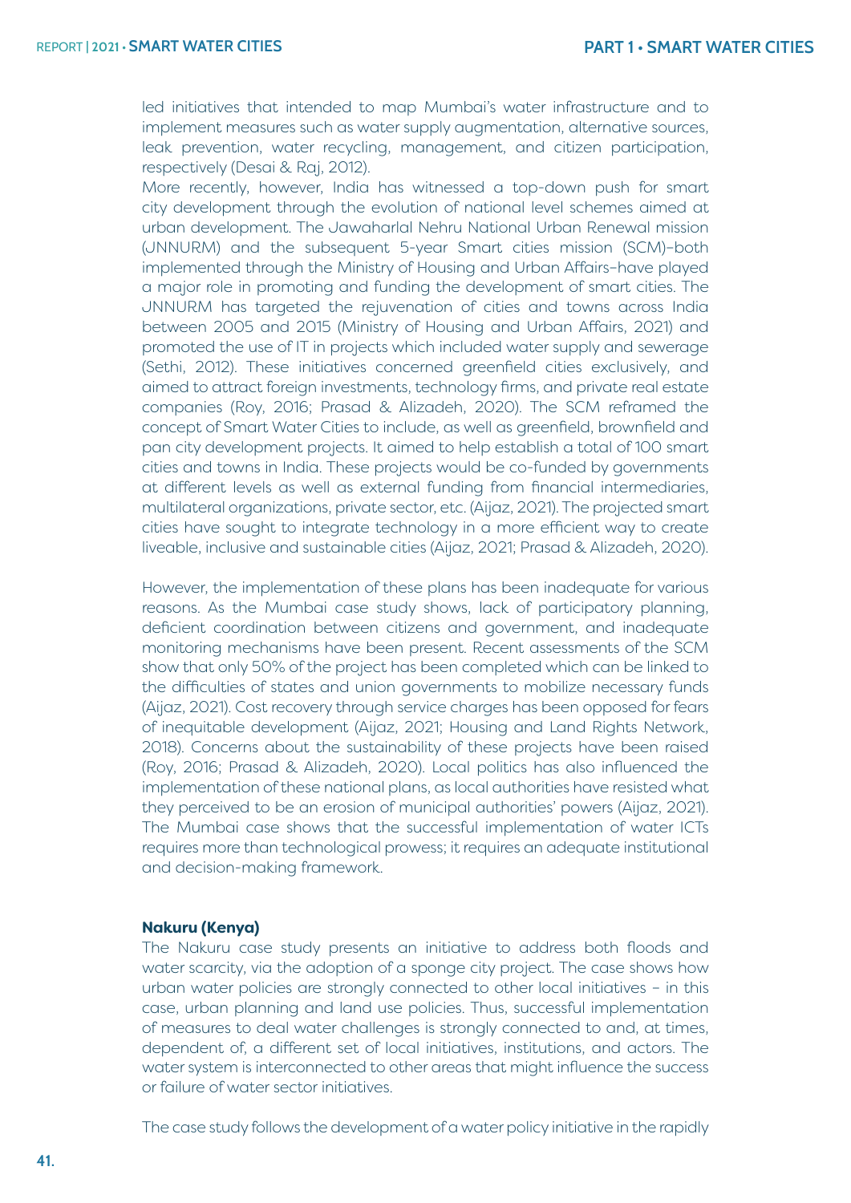led initiatives that intended to map Mumbai's water infrastructure and to implement measures such as water supply augmentation, alternative sources, leak prevention, water recycling, management, and citizen participation, respectively (Desai & Raj, 2012).

More recently, however, India has witnessed a top-down push for smart city development through the evolution of national level schemes aimed at urban development. The Jawaharlal Nehru National Urban Renewal mission (JNNURM) and the subsequent 5-year Smart cities mission (SCM)–both implemented through the Ministry of Housing and Urban Affairs–have played a major role in promoting and funding the development of smart cities. The JNNURM has targeted the rejuvenation of cities and towns across India between 2005 and 2015 (Ministry of Housing and Urban Affairs, 2021) and promoted the use of IT in projects which included water supply and sewerage (Sethi, 2012). These initiatives concerned greenfield cities exclusively, and aimed to attract foreign investments, technology firms, and private real estate companies (Roy, 2016; Prasad & Alizadeh, 2020). The SCM reframed the concept of Smart Water Cities to include, as well as greenfield, brownfield and pan city development projects. It aimed to help establish a total of 100 smart cities and towns in India. These projects would be co-funded by governments at different levels as well as external funding from financial intermediaries, multilateral organizations, private sector, etc. (Aijaz, 2021). The projected smart cities have sought to integrate technology in a more efficient way to create liveable, inclusive and sustainable cities (Aijaz, 2021; Prasad & Alizadeh, 2020).

However, the implementation of these plans has been inadequate for various reasons. As the Mumbai case study shows, lack of participatory planning, deficient coordination between citizens and government, and inadequate monitoring mechanisms have been present. Recent assessments of the SCM show that only 50% of the project has been completed which can be linked to the difficulties of states and union governments to mobilize necessary funds (Aijaz, 2021). Cost recovery through service charges has been opposed for fears of inequitable development (Aijaz, 2021; Housing and Land Rights Network, 2018). Concerns about the sustainability of these projects have been raised (Roy, 2016; Prasad & Alizadeh, 2020). Local politics has also influenced the implementation of these national plans, as local authorities have resisted what they perceived to be an erosion of municipal authorities' powers (Aijaz, 2021). The Mumbai case shows that the successful implementation of water ICTs requires more than technological prowess; it requires an adequate institutional and decision-making framework.

**Nakuru (Kenya)**

The Nakuru case study presents an initiative to address both floods and water scarcity, via the adoption of a sponge city project. The case shows how urban water policies are strongly connected to other local initiatives – in this case, urban planning and land use policies. Thus, successful implementation of measures to deal water challenges is strongly connected to and, at times, dependent of, a different set of local initiatives, institutions, and actors. The water system is interconnected to other areas that might influence the success or failure of water sector initiatives.

The case study follows the development of a water policy initiative in the rapidly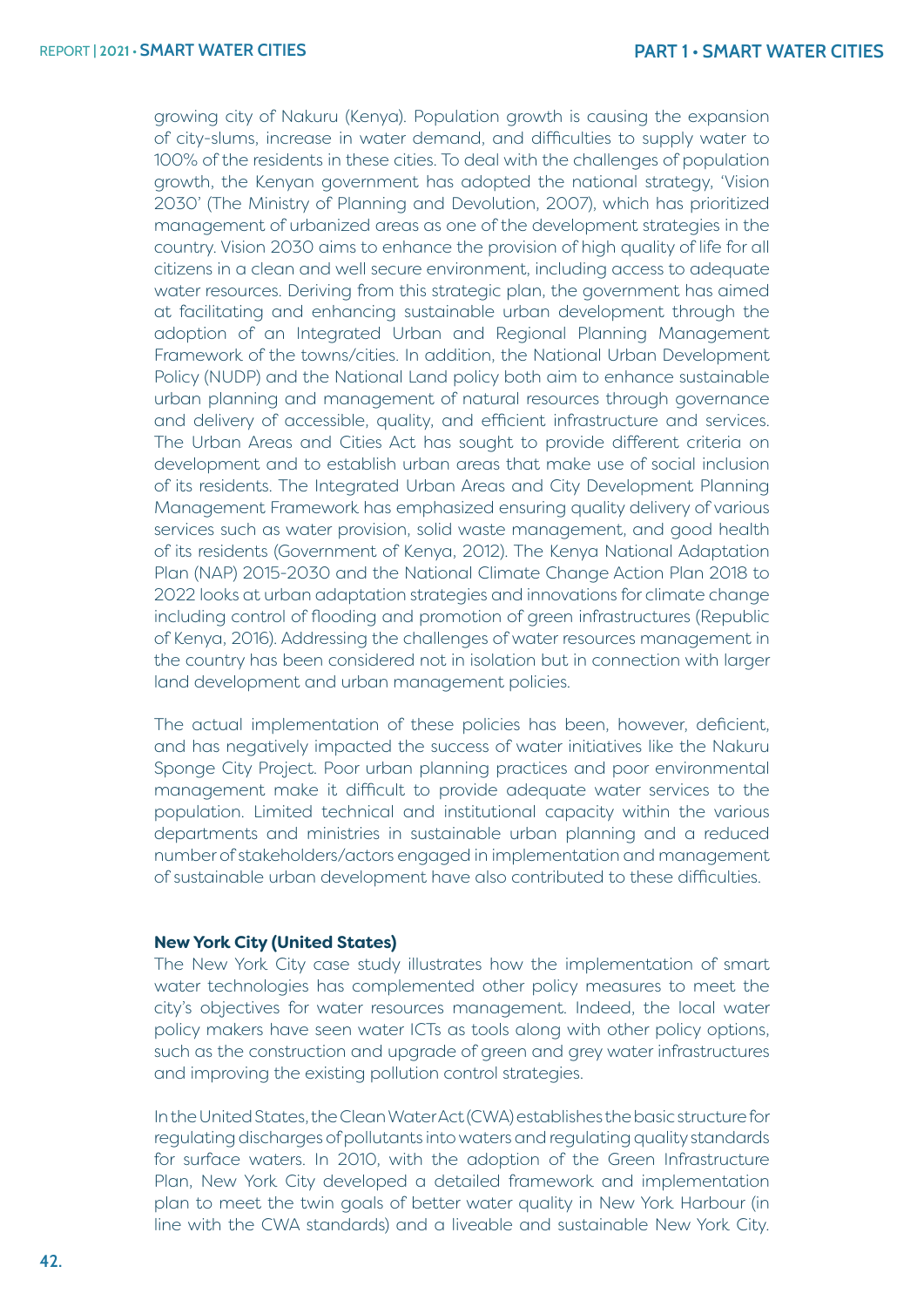growing city of Nakuru (Kenya). Population growth is causing the expansion of city-slums, increase in water demand, and difficulties to supply water to 100% of the residents in these cities. To deal with the challenges of population growth, the Kenyan government has adopted the national strategy, 'Vision 2030' (The Ministry of Planning and Devolution, 2007), which has prioritized management of urbanized areas as one of the development strategies in the country. Vision 2030 aims to enhance the provision of high quality of life for all citizens in a clean and well secure environment, including access to adequate water resources. Deriving from this strategic plan, the government has aimed at facilitating and enhancing sustainable urban development through the adoption of an Integrated Urban and Regional Planning Management Framework of the towns/cities. In addition, the National Urban Development Policy (NUDP) and the National Land policy both aim to enhance sustainable urban planning and management of natural resources through governance and delivery of accessible, quality, and efficient infrastructure and services. The Urban Areas and Cities Act has sought to provide different criteria on development and to establish urban areas that make use of social inclusion of its residents. The Integrated Urban Areas and City Development Planning Management Framework has emphasized ensuring quality delivery of various services such as water provision, solid waste management, and good health of its residents (Government of Kenya, 2012). The Kenya National Adaptation Plan (NAP) 2015-2030 and the National Climate Change Action Plan 2018 to 2022 looks at urban adaptation strategies and innovations for climate change including control of flooding and promotion of green infrastructures (Republic of Kenya, 2016). Addressing the challenges of water resources management in the country has been considered not in isolation but in connection with larger land development and urban management policies.

The actual implementation of these policies has been, however, deficient, and has negatively impacted the success of water initiatives like the Nakuru Sponge City Project. Poor urban planning practices and poor environmental management make it difficult to provide adequate water services to the population. Limited technical and institutional capacity within the various departments and ministries in sustainable urban planning and a reduced number of stakeholders/actors engaged in implementation and management of sustainable urban development have also contributed to these difficulties.

**New York City (United States)**

The New York City case study illustrates how the implementation of smart water technologies has complemented other policy measures to meet the city's objectives for water resources management. Indeed, the local water policy makers have seen water ICTs as tools along with other policy options, such as the construction and upgrade of green and grey water infrastructures and improving the existing pollution control strategies.

In the United States, the Clean Water Act (CWA) establishes the basic structure for regulating discharges of pollutants into waters and regulating quality standards for surface waters. In 2010, with the adoption of the Green Infrastructure Plan, New York City developed a detailed framework and implementation plan to meet the twin goals of better water quality in New York Harbour (in line with the CWA standards) and a liveable and sustainable New York City.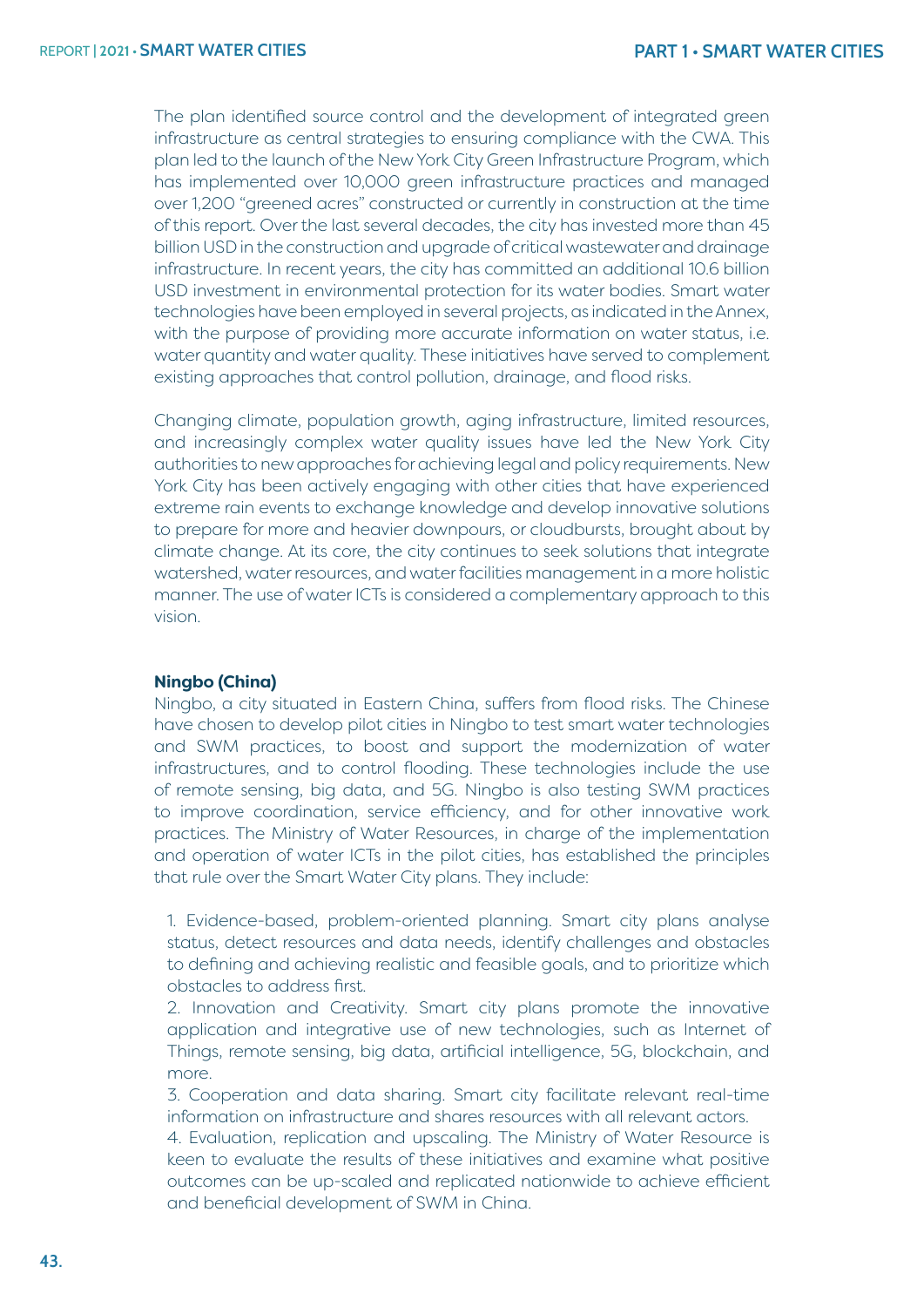The plan identified source control and the development of integrated green infrastructure as central strategies to ensuring compliance with the CWA. This plan led to the launch of the New York City Green Infrastructure Program, which has implemented over 10,000 green infrastructure practices and managed over 1,200 "greened acres" constructed or currently in construction at the time of this report. Over the last several decades, the city has invested more than 45 billion USD in the construction and upgrade of critical wastewater and drainage infrastructure. In recent years, the city has committed an additional 10.6 billion USD investment in environmental protection for its water bodies. Smart water technologies have been employed in several projects, as indicated in the Annex, with the purpose of providing more accurate information on water status, i.e. water quantity and water quality. These initiatives have served to complement existing approaches that control pollution, drainage, and flood risks.

Changing climate, population growth, aging infrastructure, limited resources, and increasingly complex water quality issues have led the New York City authorities to new approaches for achieving legal and policy requirements. New York City has been actively engaging with other cities that have experienced extreme rain events to exchange knowledge and develop innovative solutions to prepare for more and heavier downpours, or cloudbursts, brought about by climate change. At its core, the city continues to seek solutions that integrate watershed, water resources, and water facilities management in a more holistic manner. The use of water ICTs is considered a complementary approach to this vision.

**Ningbo (China)**

Ningbo, a city situated in Eastern China, suffers from flood risks. The Chinese have chosen to develop pilot cities in Ningbo to test smart water technologies and SWM practices, to boost and support the modernization of water infrastructures, and to control flooding. These technologies include the use of remote sensing, big data, and 5G. Ningbo is also testing SWM practices to improve coordination, service efficiency, and for other innovative work practices. The Ministry of Water Resources, in charge of the implementation and operation of water ICTs in the pilot cities, has established the principles that rule over the Smart Water City plans. They include:

1. Evidence-based, problem-oriented planning. Smart city plans analyse status, detect resources and data needs, identify challenges and obstacles to defining and achieving realistic and feasible goals, and to prioritize which obstacles to address first.
2. Innovation and Creativity. Smart city plans promote the innovative application and integrative use of new technologies, such as Internet of Things, remote sensing, big data, artificial intelligence, 5G, blockchain, and more.
3. Cooperation and data sharing. Smart city facilitate relevant real-time information on infrastructure and shares resources with all relevant actors.
4. Evaluation, replication and upscaling. The Ministry of Water Resource is keen to evaluate the results of these initiatives and examine what positive outcomes can be up-scaled and replicated nationwide to achieve efficient and beneficial development of SWM in China.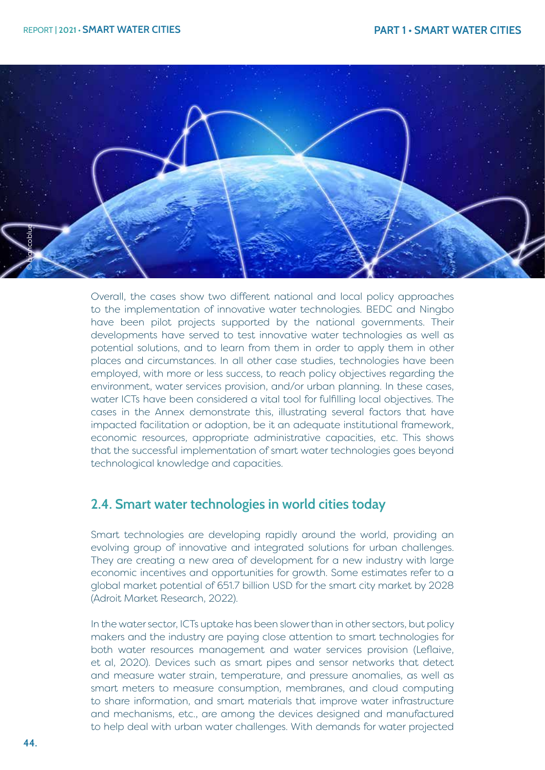Overall, the cases show two different national and local policy approaches to the implementation of innovative water technologies. BEDC and Ningbo have been pilot projects supported by the national governments. Their developments have served to test innovative water technologies as well as potential solutions, and to learn from them in order to apply them in other places and circumstances. In all other case studies, technologies have been employed, with more or less success, to reach policy objectives regarding the environment, water services provision, and/or urban planning. In these cases, water ICTs have been considered a vital tool for fulfilling local objectives. The cases in the Annex demonstrate this, illustrating several factors that have impacted facilitation or adoption, be it an adequate institutional framework, economic resources, appropriate administrative capacities, etc. This shows that the successful implementation of smart water technologies goes beyond technological knowledge and capacities.

## 2.4. Smart water technologies in world cities today

Smart technologies are developing rapidly around the world, providing an evolving group of innovative and integrated solutions for urban challenges. They are creating a new area of development for a new industry with large economic incentives and opportunities for growth. Some estimates refer to a global market potential of 651.7 billion USD for the smart city market by 2028 (Adroit Market Research, 2022).

In the water sector, ICTs uptake has been slower than in other sectors, but policy makers and the industry are paying close attention to smart technologies for both water resources management and water services provision (Leflaive, et al, 2020). Devices such as smart pipes and sensor networks that detect and measure water strain, temperature, and pressure anomalies, as well as smart meters to measure consumption, membranes, and cloud computing to share information, and smart materials that improve water infrastructure and mechanisms, etc., are among the devices designed and manufactured to help deal with urban water challenges. With demands for water projected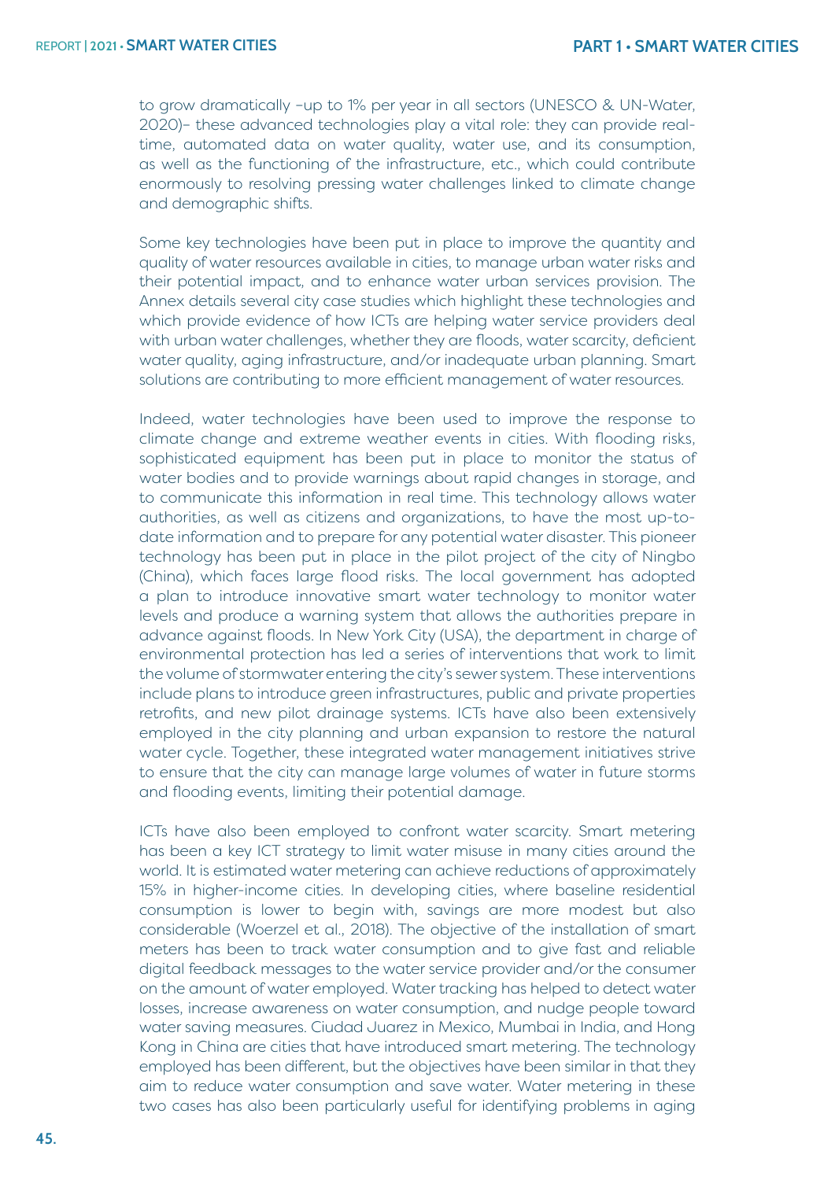to grow dramatically –up to 1% per year in all sectors (UNESCO & UN-Water, 2020)– these advanced technologies play a vital role: they can provide real-time, automated data on water quality, water use, and its consumption, as well as the functioning of the infrastructure, etc., which could contribute enormously to resolving pressing water challenges linked to climate change and demographic shifts.

Some key technologies have been put in place to improve the quantity and quality of water resources available in cities, to manage urban water risks and their potential impact, and to enhance water urban services provision. The Annex details several city case studies which highlight these technologies and which provide evidence of how ICTs are helping water service providers deal with urban water challenges, whether they are floods, water scarcity, deficient water quality, aging infrastructure, and/or inadequate urban planning. Smart solutions are contributing to more efficient management of water resources.

Indeed, water technologies have been used to improve the response to climate change and extreme weather events in cities. With flooding risks, sophisticated equipment has been put in place to monitor the status of water bodies and to provide warnings about rapid changes in storage, and to communicate this information in real time. This technology allows water authorities, as well as citizens and organizations, to have the most up-to-date information and to prepare for any potential water disaster. This pioneer technology has been put in place in the pilot project of the city of Ningbo (China), which faces large flood risks. The local government has adopted a plan to introduce innovative smart water technology to monitor water levels and produce a warning system that allows the authorities prepare in advance against floods. In New York City (USA), the department in charge of environmental protection has led a series of interventions that work to limit the volume of stormwater entering the city's sewer system. These interventions include plans to introduce green infrastructures, public and private properties retrofits, and new pilot drainage systems. ICTs have also been extensively employed in the city planning and urban expansion to restore the natural water cycle. Together, these integrated water management initiatives strive to ensure that the city can manage large volumes of water in future storms and flooding events, limiting their potential damage.

ICTs have also been employed to confront water scarcity. Smart metering has been a key ICT strategy to limit water misuse in many cities around the world. It is estimated water metering can achieve reductions of approximately 15% in higher-income cities. In developing cities, where baseline residential consumption is lower to begin with, savings are more modest but also considerable (Woerzel et al., 2018). The objective of the installation of smart meters has been to track water consumption and to give fast and reliable digital feedback messages to the water service provider and/or the consumer on the amount of water employed. Water tracking has helped to detect water losses, increase awareness on water consumption, and nudge people toward water saving measures. Ciudad Juarez in Mexico, Mumbai in India, and Hong Kong in China are cities that have introduced smart metering. The technology employed has been different, but the objectives have been similar in that they aim to reduce water consumption and save water. Water metering in these two cases has also been particularly useful for identifying problems in aging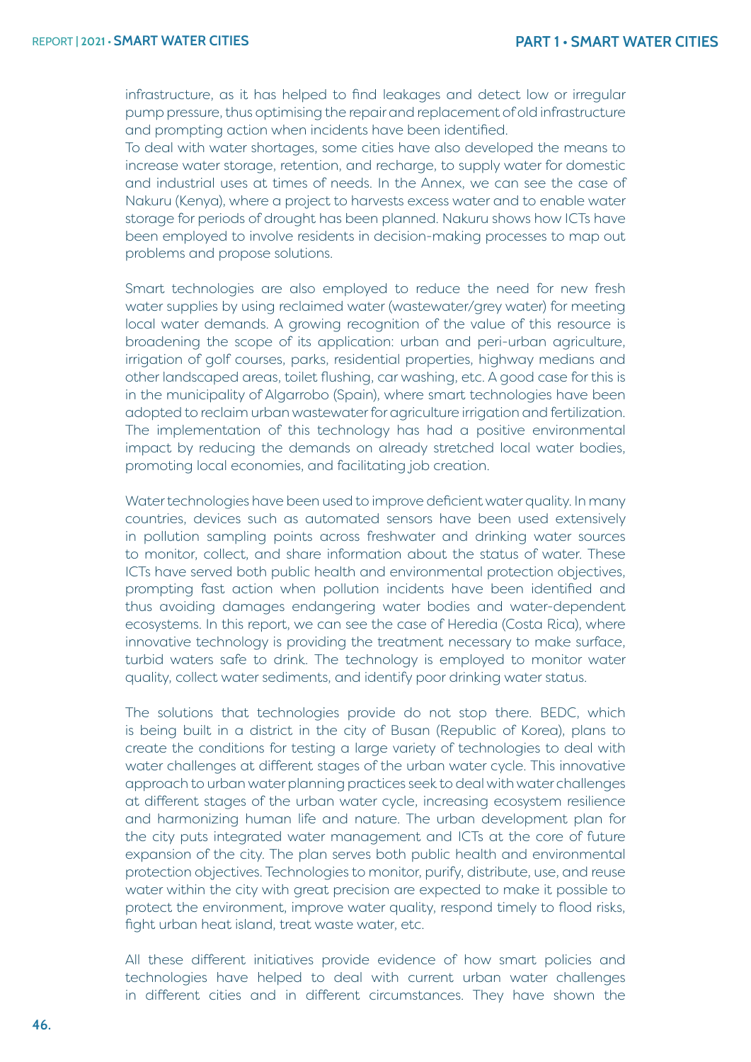infrastructure, as it has helped to find leakages and detect low or irregular pump pressure, thus optimising the repair and replacement of old infrastructure and prompting action when incidents have been identified.
To deal with water shortages, some cities have also developed the means to increase water storage, retention, and recharge, to supply water for domestic and industrial uses at times of needs. In the Annex, we can see the case of Nakuru (Kenya), where a project to harvests excess water and to enable water storage for periods of drought has been planned. Nakuru shows how ICTs have been employed to involve residents in decision-making processes to map out problems and propose solutions.

Smart technologies are also employed to reduce the need for new fresh water supplies by using reclaimed water (wastewater/grey water) for meeting local water demands. A growing recognition of the value of this resource is broadening the scope of its application: urban and peri-urban agriculture, irrigation of golf courses, parks, residential properties, highway medians and other landscaped areas, toilet flushing, car washing, etc. A good case for this is in the municipality of Algarrobo (Spain), where smart technologies have been adopted to reclaim urban wastewater for agriculture irrigation and fertilization. The implementation of this technology has had a positive environmental impact by reducing the demands on already stretched local water bodies, promoting local economies, and facilitating job creation.

Water technologies have been used to improve deficient water quality. In many countries, devices such as automated sensors have been used extensively in pollution sampling points across freshwater and drinking water sources to monitor, collect, and share information about the status of water. These ICTs have served both public health and environmental protection objectives, prompting fast action when pollution incidents have been identified and thus avoiding damages endangering water bodies and water-dependent ecosystems. In this report, we can see the case of Heredia (Costa Rica), where innovative technology is providing the treatment necessary to make surface, turbid waters safe to drink. The technology is employed to monitor water quality, collect water sediments, and identify poor drinking water status.

The solutions that technologies provide do not stop there. BEDC, which is being built in a district in the city of Busan (Republic of Korea), plans to create the conditions for testing a large variety of technologies to deal with water challenges at different stages of the urban water cycle. This innovative approach to urban water planning practices seek to deal with water challenges at different stages of the urban water cycle, increasing ecosystem resilience and harmonizing human life and nature. The urban development plan for the city puts integrated water management and ICTs at the core of future expansion of the city. The plan serves both public health and environmental protection objectives. Technologies to monitor, purify, distribute, use, and reuse water within the city with great precision are expected to make it possible to protect the environment, improve water quality, respond timely to flood risks, fight urban heat island, treat waste water, etc.

All these different initiatives provide evidence of how smart policies and technologies have helped to deal with current urban water challenges in different cities and in different circumstances. They have shown the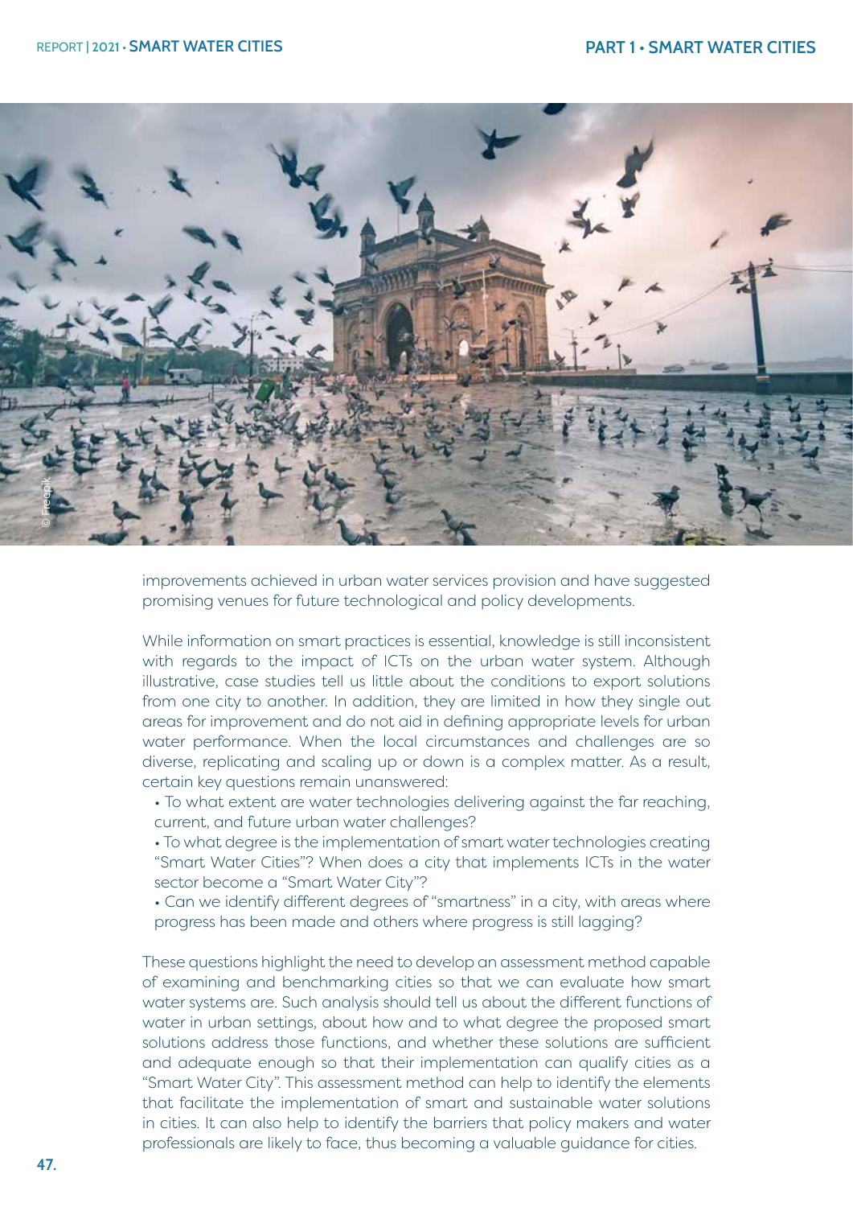improvements achieved in urban water services provision and have suggested promising venues for future technological and policy developments.

While information on smart practices is essential, knowledge is still inconsistent with regards to the impact of ICTs on the urban water system. Although illustrative, case studies tell us little about the conditions to export solutions from one city to another. In addition, they are limited in how they single out areas for improvement and do not aid in defining appropriate levels for urban water performance. When the local circumstances and challenges are so diverse, replicating and scaling up or down is a complex matter. As a result, certain key questions remain unanswered:

- To what extent are water technologies delivering against the far reaching, current, and future urban water challenges?
- To what degree is the implementation of smart water technologies creating "Smart Water Cities"? When does a city that implements ICTs in the water sector become a "Smart Water City"?
- Can we identify different degrees of "smartness" in a city, with areas where progress has been made and others where progress is still lagging?

These questions highlight the need to develop an assessment method capable of examining and benchmarking cities so that we can evaluate how smart water systems are. Such analysis should tell us about the different functions of water in urban settings, about how and to what degree the proposed smart solutions address those functions, and whether these solutions are sufficient and adequate enough so that their implementation can qualify cities as a "Smart Water City". This assessment method can help to identify the elements that facilitate the implementation of smart and sustainable water solutions in cities. It can also help to identify the barriers that policy makers and water professionals are likely to face, thus becoming a valuable guidance for cities.